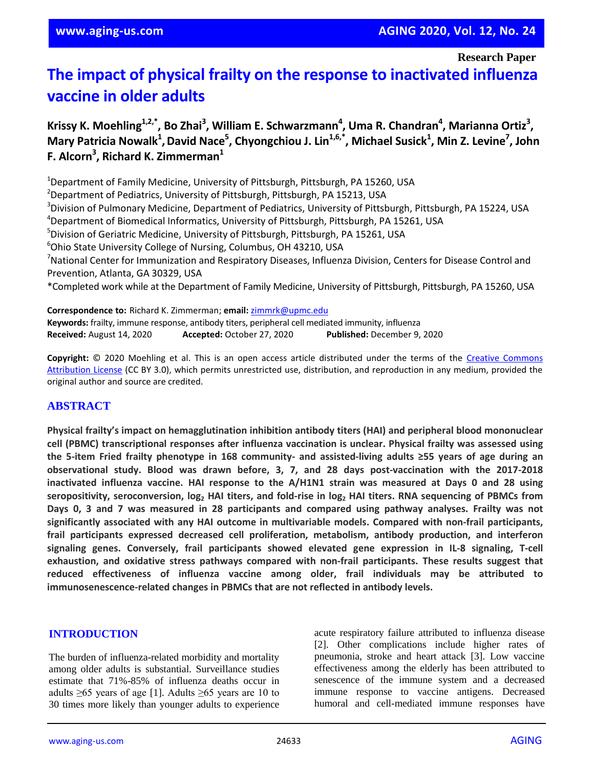Research Paper

# The impact of physical frailty on the response to inactivated influenza vaccine in older adults

**Krissy K. Moehling[1,2,*], Bo Zhai[3], William E. Schwarzmann[4], Uma R. Chandran[4], Marianna Ortiz[3], Mary Patricia Nowalk[1], David Nace[5], Chyongchiou J. Lin[1,6,*], Michael Susick[1], Min Z. Levine[7], John F. Alcorn[3], Richard K. Zimmerman[1]**

[1]Department of Family Medicine, University of Pittsburgh, Pittsburgh, PA 15260, USA
[2]Department of Pediatrics, University of Pittsburgh, Pittsburgh, PA 15213, USA
[3]Division of Pulmonary Medicine, Department of Pediatrics, University of Pittsburgh, Pittsburgh, PA 15224, USA
[4]Department of Biomedical Informatics, University of Pittsburgh, Pittsburgh, PA 15261, USA
[5]Division of Geriatric Medicine, University of Pittsburgh, Pittsburgh, PA 15261, USA
[6]Ohio State University College of Nursing, Columbus, OH 43210, USA
[7]National Center for Immunization and Respiratory Diseases, Influenza Division, Centers for Disease Control and Prevention, Atlanta, GA 30329, USA
*Completed work while at the Department of Family Medicine, University of Pittsburgh, Pittsburgh, PA 15260, USA

**Correspondence to:** Richard K. Zimmerman; **email:** zimmrk@upmc.edu
**Keywords:** frailty, immune response, antibody titers, peripheral cell mediated immunity, influenza
**Received:** August 14, 2020 **Accepted:** October 27, 2020 **Published:** December 9, 2020

**Copyright:** © 2020 Moehling et al. This is an open access article distributed under the terms of the Creative Commons Attribution License (CC BY 3.0), which permits unrestricted use, distribution, and reproduction in any medium, provided the original author and source are credited.

## ABSTRACT

**Physical frailty's impact on hemagglutination inhibition antibody titers (HAI) and peripheral blood mononuclear cell (PBMC) transcriptional responses after influenza vaccination is unclear. Physical frailty was assessed using the 5-item Fried frailty phenotype in 168 community- and assisted-living adults ≥55 years of age during an observational study. Blood was drawn before, 3, 7, and 28 days post-vaccination with the 2017-2018 inactivated influenza vaccine. HAI response to the A/H1N1 strain was measured at Days 0 and 28 using seropositivity, seroconversion, $log_2$ HAI titers, and fold-rise in $log_2$ HAI titers. RNA sequencing of PBMCs from Days 0, 3 and 7 was measured in 28 participants and compared using pathway analyses. Frailty was not significantly associated with any HAI outcome in multivariable models. Compared with non-frail participants, frail participants expressed decreased cell proliferation, metabolism, antibody production, and interferon signaling genes. Conversely, frail participants showed elevated gene expression in IL-8 signaling, T-cell exhaustion, and oxidative stress pathways compared with non-frail participants. These results suggest that reduced effectiveness of influenza vaccine among older, frail individuals may be attributed to immunosenescence-related changes in PBMCs that are not reflected in antibody levels.**

## INTRODUCTION

The burden of influenza-related morbidity and mortality among older adults is substantial. Surveillance studies estimate that 71%-85% of influenza deaths occur in adults ≥65 years of age [1]. Adults ≥65 years are 10 to 30 times more likely than younger adults to experience acute respiratory failure attributed to influenza disease [2]. Other complications include higher rates of pneumonia, stroke and heart attack [3]. Low vaccine effectiveness among the elderly has been attributed to senescence of the immune system and a decreased immune response to vaccine antigens. Decreased humoral and cell-mediated immune responses have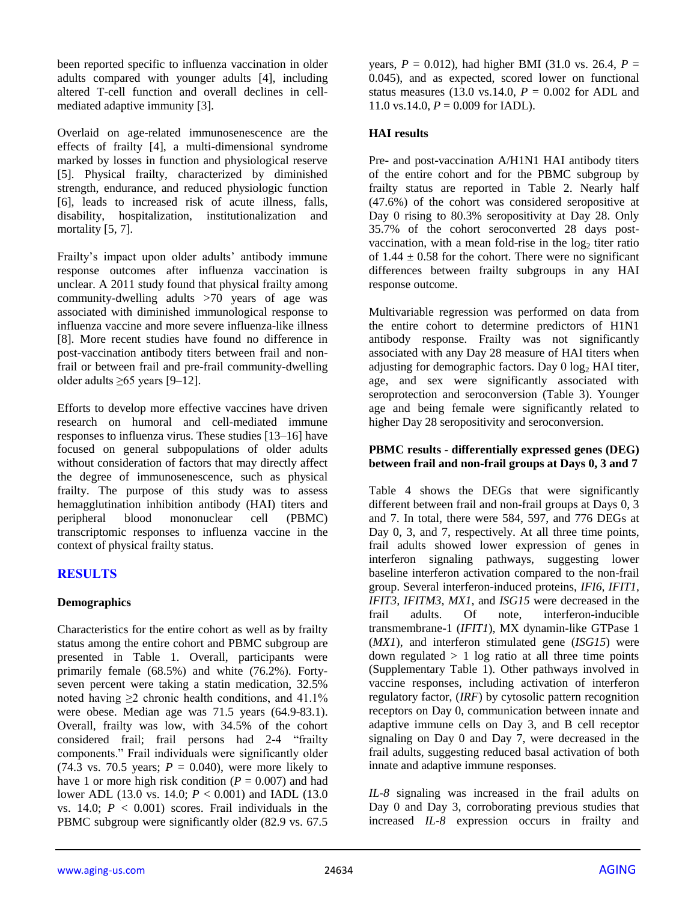been reported specific to influenza vaccination in older adults compared with younger adults [4], including altered T-cell function and overall declines in cell-mediated adaptive immunity [3].

Overlaid on age-related immunosenescence are the effects of frailty [4], a multi-dimensional syndrome marked by losses in function and physiological reserve [5]. Physical frailty, characterized by diminished strength, endurance, and reduced physiologic function [6], leads to increased risk of acute illness, falls, disability, hospitalization, institutionalization and mortality [5, 7].

Frailty's impact upon older adults' antibody immune response outcomes after influenza vaccination is unclear. A 2011 study found that physical frailty among community-dwelling adults >70 years of age was associated with diminished immunological response to influenza vaccine and more severe influenza-like illness [8]. More recent studies have found no difference in post-vaccination antibody titers between frail and non-frail or between frail and pre-frail community-dwelling older adults ≥65 years [9–12].

Efforts to develop more effective vaccines have driven research on humoral and cell-mediated immune responses to influenza virus. These studies [13–16] have focused on general subpopulations of older adults without consideration of factors that may directly affect the degree of immunosenescence, such as physical frailty. The purpose of this study was to assess hemagglutination inhibition antibody (HAI) titers and peripheral blood mononuclear cell (PBMC) transcriptomic responses to influenza vaccine in the context of physical frailty status.

## RESULTS

### Demographics

Characteristics for the entire cohort as well as by frailty status among the entire cohort and PBMC subgroup are presented in Table 1. Overall, participants were primarily female (68.5%) and white (76.2%). Forty-seven percent were taking a statin medication, 32.5% noted having ≥2 chronic health conditions, and 41.1% were obese. Median age was 71.5 years (64.9-83.1). Overall, frailty was low, with 34.5% of the cohort considered frail; frail persons had 2-4 "frailty components." Frail individuals were significantly older (74.3 vs. 70.5 years; $P$ = 0.040), were more likely to have 1 or more high risk condition ($P$ = 0.007) and had lower ADL (13.0 vs. 14.0; $P$ < 0.001) and IADL (13.0 vs. 14.0; $P$ < 0.001) scores. Frail individuals in the PBMC subgroup were significantly older (82.9 vs. 67.5 years, $P$ = 0.012), had higher BMI (31.0 vs. 26.4, $P$ = 0.045), and as expected, scored lower on functional status measures (13.0 vs.14.0, $P$ = 0.002 for ADL and 11.0 vs.14.0, $P$ = 0.009 for IADL).

### HAI results

Pre- and post-vaccination A/H1N1 HAI antibody titers of the entire cohort and for the PBMC subgroup by frailty status are reported in Table 2. Nearly half (47.6%) of the cohort was considered seropositive at Day 0 rising to 80.3% seropositivity at Day 28. Only 35.7% of the cohort seroconverted 28 days post-vaccination, with a mean fold-rise in the $\log_2$ titer ratio of 1.44 ± 0.58 for the cohort. There were no significant differences between frailty subgroups in any HAI response outcome.

Multivariable regression was performed on data from the entire cohort to determine predictors of H1N1 antibody response. Frailty was not significantly associated with any Day 28 measure of HAI titers when adjusting for demographic factors. Day 0 $\log_2$ HAI titer, age, and sex were significantly associated with seroprotection and seroconversion (Table 3). Younger age and being female were significantly related to higher Day 28 seropositivity and seroconversion.

### PBMC results - differentially expressed genes (DEG) between frail and non-frail groups at Days 0, 3 and 7

Table 4 shows the DEGs that were significantly different between frail and non-frail groups at Days 0, 3 and 7. In total, there were 584, 597, and 776 DEGs at Day 0, 3, and 7, respectively. At all three time points, frail adults showed lower expression of genes in interferon signaling pathways, suggesting lower baseline interferon activation compared to the non-frail group. Several interferon-induced proteins, *IFI6*, *IFIT1*, *IFIT3*, *IFITM3*, *MX1*, and *ISG15* were decreased in the frail adults. Of note, interferon-inducible transmembrane-1 (*IFIT1*), MX dynamin-like GTPase 1 (*MX1*), and interferon stimulated gene (*ISG15*) were down regulated > 1 log ratio at all three time points (Supplementary Table 1). Other pathways involved in vaccine responses, including activation of interferon regulatory factor, (*IRF*) by cytosolic pattern recognition receptors on Day 0, communication between innate and adaptive immune cells on Day 3, and B cell receptor signaling on Day 0 and Day 7, were decreased in the frail adults, suggesting reduced basal activation of both innate and adaptive immune responses.

*IL-8* signaling was increased in the frail adults on Day 0 and Day 3, corroborating previous studies that increased *IL-8* expression occurs in frailty and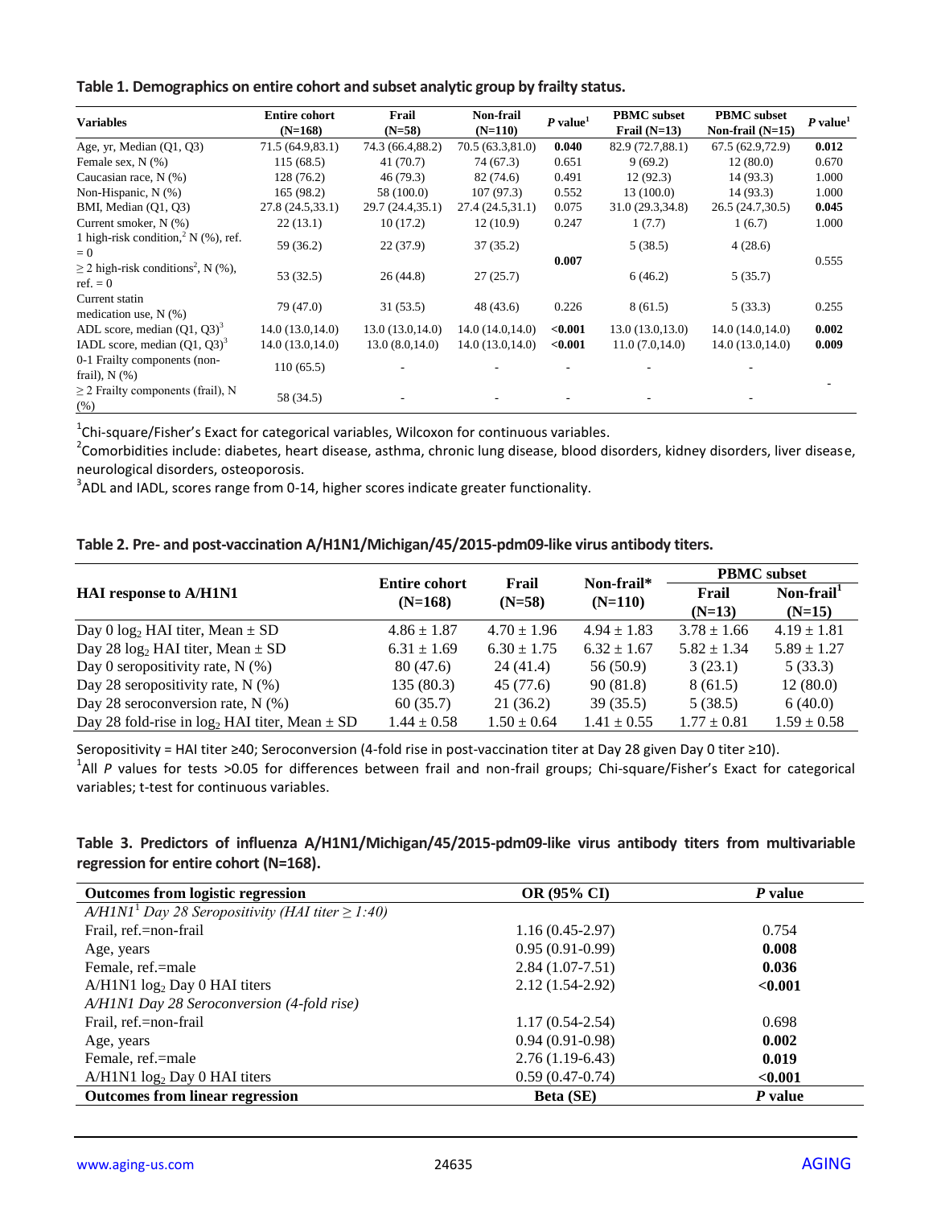**Table 1. Demographics on entire cohort and subset analytic group by frailty status.**

| Variables | Entire cohort (N=168) | Frail (N=58) | Non-frail (N=110) | *P* value[1] | PBMC subset Frail (N=13) | PBMC subset Non-frail (N=15) | *P* value[1] |
|---|---|---|---|---|---|---|---|
| Age, yr, Median (Q1, Q3) | 71.5 (64.9,83.1) | 74.3 (66.4,88.2) | 70.5 (63.3,81.0) | **0.040** | 82.9 (72.7,88.1) | 67.5 (62.9,72.9) | **0.012** |
| Female sex, N (%) | 115 (68.5) | 41 (70.7) | 74 (67.3) | 0.651 | 9 (69.2) | 12 (80.0) | 0.670 |
| Caucasian race, N (%) | 128 (76.2) | 46 (79.3) | 82 (74.6) | 0.491 | 12 (92.3) | 14 (93.3) | 1.000 |
| Non-Hispanic, N (%) | 165 (98.2) | 58 (100.0) | 107 (97.3) | 0.552 | 13 (100.0) | 14 (93.3) | 1.000 |
| BMI, Median (Q1, Q3) | 27.8 (24.5,33.1) | 29.7 (24.4,35.1) | 27.4 (24.5,31.1) | 0.075 | 31.0 (29.3,34.8) | 26.5 (24.7,30.5) | **0.045** |
| Current smoker, N (%) | 22 (13.1) | 10 (17.2) | 12 (10.9) | 0.247 | 1 (7.7) | 1 (6.7) | 1.000 |
| 1 high-risk condition,[2] N (%), ref. = 0 | 59 (36.2) | 22 (37.9) | 37 (35.2) | **0.007** | 5 (38.5) | 4 (28.6) | 0.555 |
| ≥ 2 high-risk conditions[2], N (%), ref. = 0 | 53 (32.5) | 26 (44.8) | 27 (25.7) | | 6 (46.2) | 5 (35.7) | |
| Current statin medication use, N (%) | 79 (47.0) | 31 (53.5) | 48 (43.6) | 0.226 | 8 (61.5) | 5 (33.3) | 0.255 |
| ADL score, median (Q1, Q3)[3] | 14.0 (13.0,14.0) | 13.0 (13.0,14.0) | 14.0 (14.0,14.0) | **<0.001** | 13.0 (13.0,13.0) | 14.0 (14.0,14.0) | **0.002** |
| IADL score, median (Q1, Q3)[3] | 14.0 (13.0,14.0) | 13.0 (8.0,14.0) | 14.0 (13.0,14.0) | **<0.001** | 11.0 (7.0,14.0) | 14.0 (13.0,14.0) | **0.009** |
| 0-1 Frailty components (non-frail), N (%) | 110 (65.5) | - | - | - | - | - | - |
| ≥ 2 Frailty components (frail), N (%) | 58 (34.5) | - | - | - | - | - | |

[1]Chi-square/Fisher's Exact for categorical variables, Wilcoxon for continuous variables.
[2]Comorbidities include: diabetes, heart disease, asthma, chronic lung disease, blood disorders, kidney disorders, liver disease, neurological disorders, osteoporosis.
[3]ADL and IADL, scores range from 0-14, higher scores indicate greater functionality.

**Table 2. Pre- and post-vaccination A/H1N1/Michigan/45/2015-pdm09-like virus antibody titers.**

| HAI response to A/H1N1 | Entire cohort (N=168) | Frail (N=58) | Non-frail* (N=110) | PBMC subset Frail (N=13) | PBMC subset Non-frail[1] (N=15) |
|---|---|---|---|---|---|
| Day 0 $\log_2$ HAI titer, Mean ± SD | 4.86 ± 1.87 | 4.70 ± 1.96 | 4.94 ± 1.83 | 3.78 ± 1.66 | 4.19 ± 1.81 |
| Day 28 $\log_2$ HAI titer, Mean ± SD | 6.31 ± 1.69 | 6.30 ± 1.75 | 6.32 ± 1.67 | 5.82 ± 1.34 | 5.89 ± 1.27 |
| Day 0 seropositivity rate, N (%) | 80 (47.6) | 24 (41.4) | 56 (50.9) | 3 (23.1) | 5 (33.3) |
| Day 28 seropositivity rate, N (%) | 135 (80.3) | 45 (77.6) | 90 (81.8) | 8 (61.5) | 12 (80.0) |
| Day 28 seroconversion rate, N (%) | 60 (35.7) | 21 (36.2) | 39 (35.5) | 5 (38.5) | 6 (40.0) |
| Day 28 fold-rise in $\log_2$ HAI titer, Mean ± SD | 1.44 ± 0.58 | 1.50 ± 0.64 | 1.41 ± 0.55 | 1.77 ± 0.81 | 1.59 ± 0.58 |

Seropositivity = HAI titer ≥40; Seroconversion (4-fold rise in post-vaccination titer at Day 28 given Day 0 titer ≥10).
[1]All *P* values for tests >0.05 for differences between frail and non-frail groups; Chi-square/Fisher's Exact for categorical variables; t-test for continuous variables.

**Table 3. Predictors of influenza A/H1N1/Michigan/45/2015-pdm09-like virus antibody titers from multivariable regression for entire cohort (N=168).**

| Outcomes from logistic regression | OR (95% CI) | *P* value |
|---|---|---|
| *A/H1N1[1] Day 28 Seropositivity (HAI titer ≥ 1:40)* | | |
| Frail, ref.=non-frail | 1.16 (0.45-2.97) | 0.754 |
| Age, years | 0.95 (0.91-0.99) | **0.008** |
| Female, ref.=male | 2.84 (1.07-7.51) | **0.036** |
| A/H1N1 $\log_2$ Day 0 HAI titers | 2.12 (1.54-2.92) | **<0.001** |
| *A/H1N1 Day 28 Seroconversion (4-fold rise)* | | |
| Frail, ref.=non-frail | 1.17 (0.54-2.54) | 0.698 |
| Age, years | 0.94 (0.91-0.98) | **0.002** |
| Female, ref.=male | 2.76 (1.19-6.43) | **0.019** |
| A/H1N1 $\log_2$ Day 0 HAI titers | 0.59 (0.47-0.74) | **<0.001** |
| **Outcomes from linear regression** | **Beta (SE)** | ***P* value** |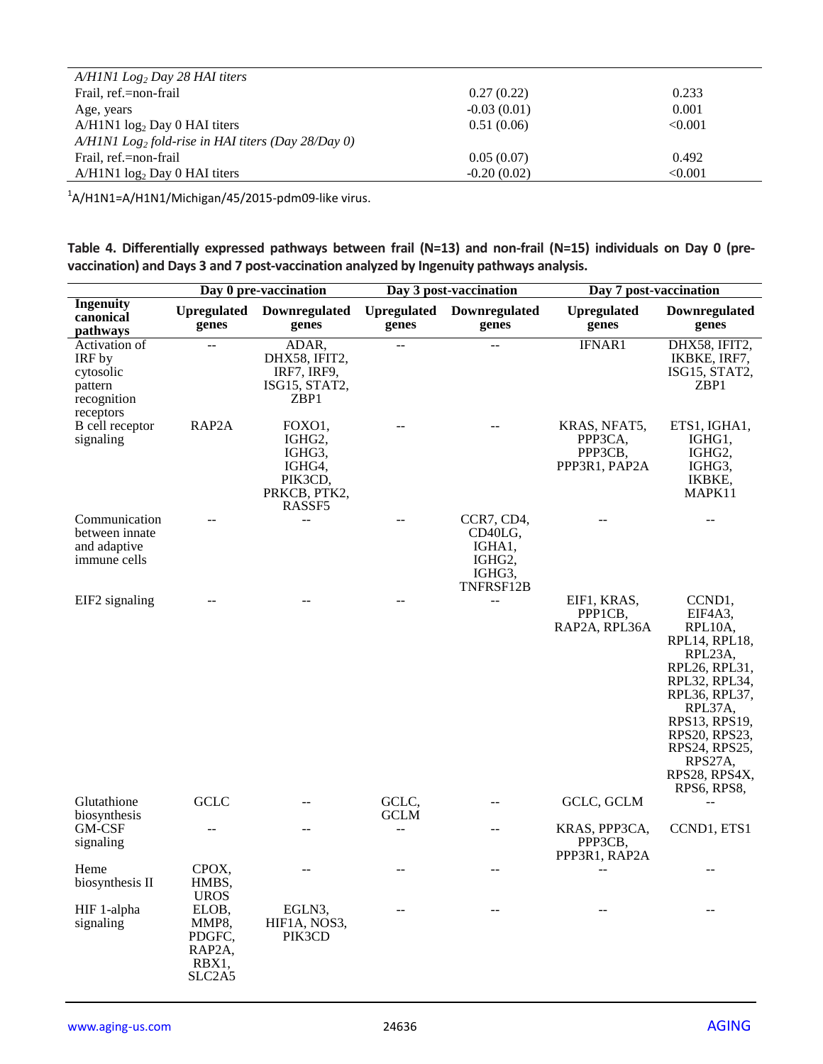| | | |
|---|---|---|
| *A/H1N1 $Log_2$ Day 28 HAI titers* | | |
| Frail, ref.=non-frail | 0.27 (0.22) | 0.233 |
| Age, years | -0.03 (0.01) | 0.001 |
| A/H1N1 $log_2$ Day 0 HAI titers | 0.51 (0.06) | <0.001 |
| *A/H1N1 $Log_2$ fold-rise in HAI titers (Day 28/Day 0)* | | |
| Frail, ref.=non-frail | 0.05 (0.07) | 0.492 |
| A/H1N1 $log_2$ Day 0 HAI titers | -0.20 (0.02) | <0.001 |

[1]A/H1N1=A/H1N1/Michigan/45/2015-pdm09-like virus.

**Table 4. Differentially expressed pathways between frail (N=13) and non-frail (N=15) individuals on Day 0 (pre-vaccination) and Days 3 and 7 post-vaccination analyzed by Ingenuity pathways analysis.**

| | Day 0 pre-vaccination | | Day 3 post-vaccination | | Day 7 post-vaccination | |
|---|---|---|---|---|---|---|
| **Ingenuity canonical pathways** | **Upregulated genes** | **Downregulated genes** | **Upregulated genes** | **Downregulated genes** | **Upregulated genes** | **Downregulated genes** |
| Activation of IRF by cytosolic pattern recognition receptors | -- | ADAR, DHX58, IFIT2, IRF7, IRF9, ISG15, STAT2, ZBP1 | -- | -- | IFNAR1 | DHX58, IFIT2, IKBKE, IRF7, ISG15, STAT2, ZBP1 |
| B cell receptor signaling | RAP2A | FOXO1, IGHG2, IGHG3, IGHG4, PIK3CD, PRKCB, PTK2, RASSF5 | -- | -- | KRAS, NFAT5, PPP3CA, PPP3CB, PPP3R1, PAP2A | ETS1, IGHA1, IGHG1, IGHG2, IGHG3, IKBKE, MAPK11 |
| Communication between innate and adaptive immune cells | -- | -- | -- | CCR7, CD4, CD40LG, IGHA1, IGHG2, IGHG3, TNFRSF12B | -- | -- |
| EIF2 signaling | -- | -- | -- | -- | EIF1, KRAS, PPP1CB, RAP2A, RPL36A | CCND1, EIF4A3, RPL10A, RPL14, RPL18, RPL23A, RPL26, RPL31, RPL32, RPL34, RPL36, RPL37, RPL37A, RPS13, RPS19, RPS20, RPS23, RPS24, RPS25, RPS27A, RPS28, RPS4X, RPS6, RPS8, |
| Glutathione biosynthesis | GCLC | -- | GCLC, GCLM | -- | GCLC, GCLM | -- |
| GM-CSF signaling | -- | -- | -- | -- | KRAS, PPP3CA, PPP3CB, PPP3R1, RAP2A | CCND1, ETS1 |
| Heme biosynthesis II | CPOX, HMBS, UROS | -- | -- | -- | -- | -- |
| HIF 1-alpha signaling | ELOB, MMP8, PDGFC, RAP2A, RBX1, SLC2A5 | EGLN3, HIF1A, NOS3, PIK3CD | -- | -- | -- | -- |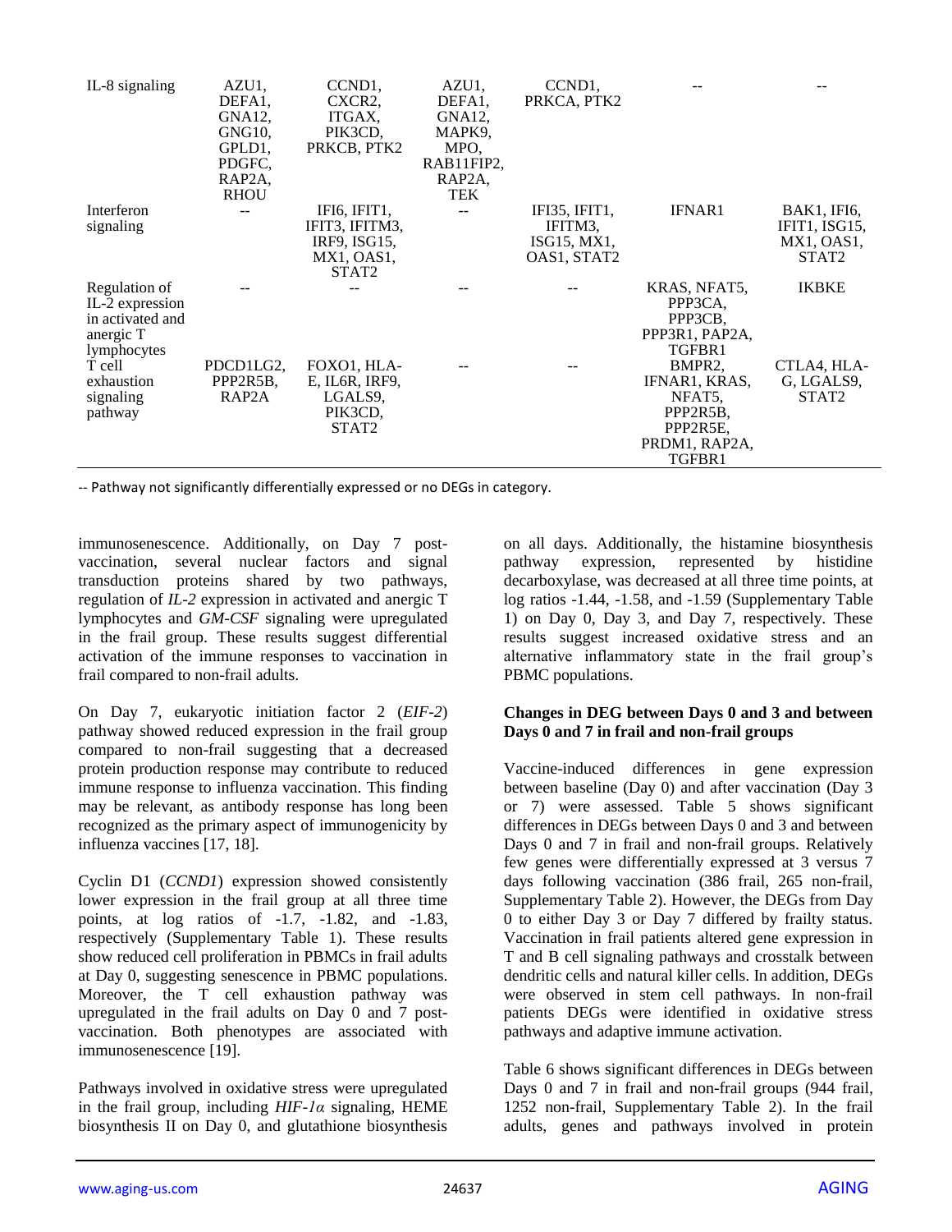| | | | | | | |
|---|---|---|---|---|---|---|
| IL-8 signaling | AZU1, DEFA1, GNA12, GNG10, GPLD1, PDGFC, RAP2A, RHOU | CCND1, CXCR2, ITGAX, PIK3CD, PRKCB, PTK2 | AZU1, DEFA1, GNA12, MAPK9, MPO, RAB11FIP2, RAP2A, TEK | CCND1, PRKCA, PTK2 | -- | -- |
| Interferon signaling | -- | IFI6, IFIT1, IFIT3, IFITM3, IRF9, ISG15, MX1, OAS1, STAT2 | -- | IFI35, IFIT1, IFITM3, ISG15, MX1, OAS1, STAT2 | IFNAR1 | BAK1, IFI6, IFIT1, ISG15, MX1, OAS1, STAT2 |
| Regulation of IL-2 expression in activated and anergic T lymphocytes | -- | -- | -- | -- | KRAS, NFAT5, PPP3CA, PPP3CB, PPP3R1, PAP2A, TGFBR1 | IKBKE |
| T cell exhaustion signaling pathway | PDCD1LG2, PPP2R5B, RAP2A | FOXO1, HLA-E, IL6R, IRF9, LGALS9, PIK3CD, STAT2 | -- | -- | BMPR2, IFNAR1, KRAS, NFAT5, PPP2R5B, PPP2R5E, PRDM1, RAP2A, TGFBR1 | CTLA4, HLA-G, LGALS9, STAT2 |

-- Pathway not significantly differentially expressed or no DEGs in category.

immunosenescence. Additionally, on Day 7 post-vaccination, several nuclear factors and signal transduction proteins shared by two pathways, regulation of *IL-2* expression in activated and anergic T lymphocytes and *GM-CSF* signaling were upregulated in the frail group. These results suggest differential activation of the immune responses to vaccination in frail compared to non-frail adults.

On Day 7, eukaryotic initiation factor 2 (*EIF-2*) pathway showed reduced expression in the frail group compared to non-frail suggesting that a decreased protein production response may contribute to reduced immune response to influenza vaccination. This finding may be relevant, as antibody response has long been recognized as the primary aspect of immunogenicity by influenza vaccines [17, 18].

Cyclin D1 (*CCND1*) expression showed consistently lower expression in the frail group at all three time points, at log ratios of -1.7, -1.82, and -1.83, respectively (Supplementary Table 1). These results show reduced cell proliferation in PBMCs in frail adults at Day 0, suggesting senescence in PBMC populations. Moreover, the T cell exhaustion pathway was upregulated in the frail adults on Day 0 and 7 post-vaccination. Both phenotypes are associated with immunosenescence [19].

Pathways involved in oxidative stress were upregulated in the frail group, including *HIF-1α* signaling, HEME biosynthesis II on Day 0, and glutathione biosynthesis on all days. Additionally, the histamine biosynthesis pathway expression, represented by histidine decarboxylase, was decreased at all three time points, at log ratios -1.44, -1.58, and -1.59 (Supplementary Table 1) on Day 0, Day 3, and Day 7, respectively. These results suggest increased oxidative stress and an alternative inflammatory state in the frail group's PBMC populations.

**Changes in DEG between Days 0 and 3 and between Days 0 and 7 in frail and non-frail groups**

Vaccine-induced differences in gene expression between baseline (Day 0) and after vaccination (Day 3 or 7) were assessed. Table 5 shows significant differences in DEGs between Days 0 and 3 and between Days 0 and 7 in frail and non-frail groups. Relatively few genes were differentially expressed at 3 versus 7 days following vaccination (386 frail, 265 non-frail, Supplementary Table 2). However, the DEGs from Day 0 to either Day 3 or Day 7 differed by frailty status. Vaccination in frail patients altered gene expression in T and B cell signaling pathways and crosstalk between dendritic cells and natural killer cells. In addition, DEGs were observed in stem cell pathways. In non-frail patients DEGs were identified in oxidative stress pathways and adaptive immune activation.

Table 6 shows significant differences in DEGs between Days 0 and 7 in frail and non-frail groups (944 frail, 1252 non-frail, Supplementary Table 2). In the frail adults, genes and pathways involved in protein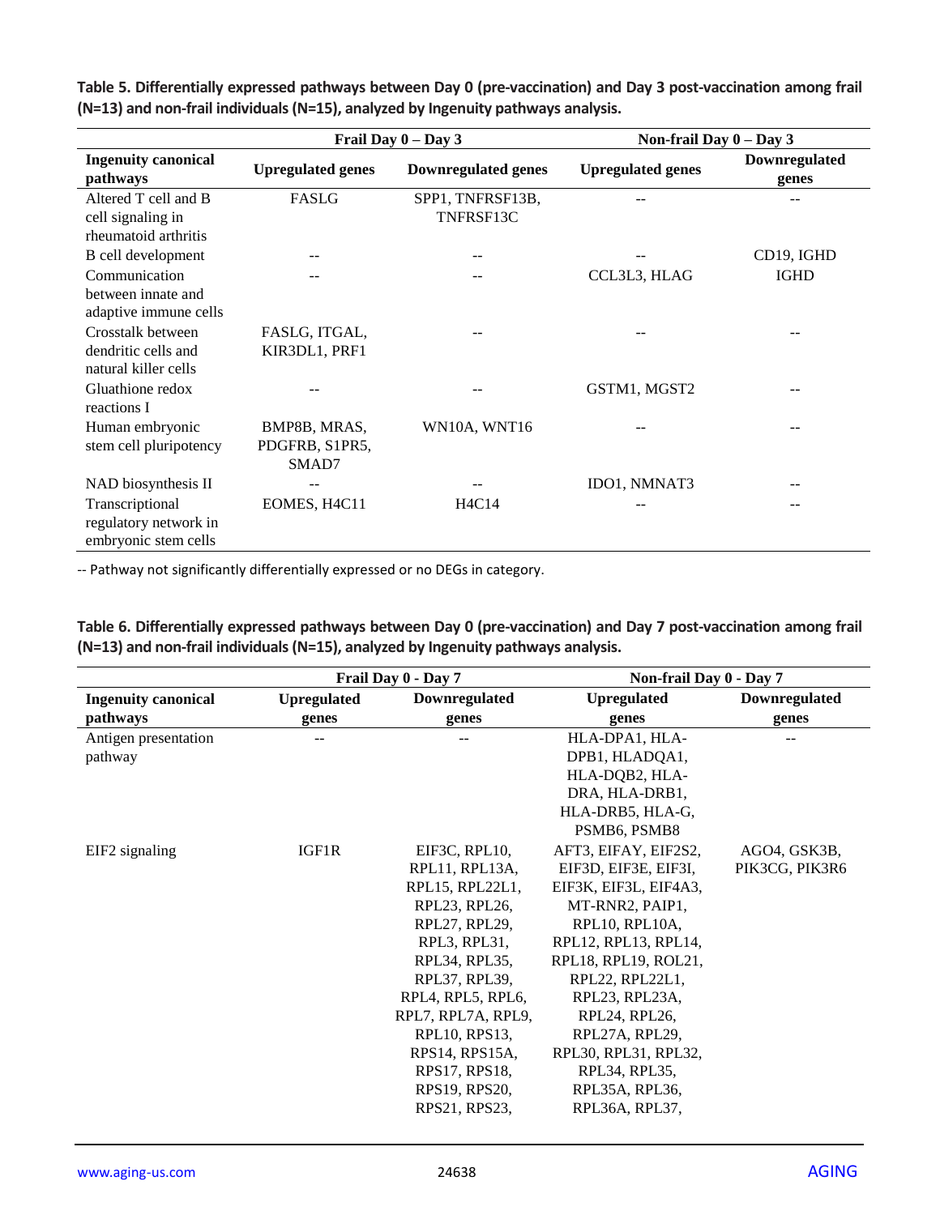**Table 5. Differentially expressed pathways between Day 0 (pre-vaccination) and Day 3 post-vaccination among frail (N=13) and non-frail individuals (N=15), analyzed by Ingenuity pathways analysis.**

| | Frail Day 0 – Day 3 | | Non-frail Day 0 – Day 3 | |
|---|---|---|---|---|
| **Ingenuity canonical pathways** | **Upregulated genes** | **Downregulated genes** | **Upregulated genes** | **Downregulated genes** |
| Altered T cell and B cell signaling in rheumatoid arthritis | FASLG | SPP1, TNFRSF13B, TNFRSF13C | -- | -- |
| B cell development | -- | -- | -- | CD19, IGHD |
| Communication between innate and adaptive immune cells | -- | -- | CCL3L3, HLAG | IGHD |
| Crosstalk between dendritic cells and natural killer cells | FASLG, ITGAL, KIR3DL1, PRF1 | -- | -- | -- |
| Gluathione redox reactions I | -- | -- | GSTM1, MGST2 | -- |
| Human embryonic stem cell pluripotency | BMP8B, MRAS, PDGFRB, S1PR5, SMAD7 | WN10A, WNT16 | -- | -- |
| NAD biosynthesis II | -- | -- | IDO1, NMNAT3 | -- |
| Transcriptional regulatory network in embryonic stem cells | EOMES, H4C11 | H4C14 | -- | -- |

-- Pathway not significantly differentially expressed or no DEGs in category.

**Table 6. Differentially expressed pathways between Day 0 (pre-vaccination) and Day 7 post-vaccination among frail (N=13) and non-frail individuals (N=15), analyzed by Ingenuity pathways analysis.**

| | Frail Day 0 - Day 7 | | Non-frail Day 0 - Day 7 | |
|---|---|---|---|---|
| **Ingenuity canonical pathways** | **Upregulated genes** | **Downregulated genes** | **Upregulated genes** | **Downregulated genes** |
| Antigen presentation pathway | -- | -- | HLA-DPA1, HLA-DPB1, HLADQA1, HLA-DQB2, HLA-DRA, HLA-DRB1, HLA-DRB5, HLA-G, PSMB6, PSMB8 | -- |
| EIF2 signaling | IGF1R | EIF3C, RPL10, RPL11, RPL13A, RPL15, RPL22L1, RPL23, RPL26, RPL27, RPL29, RPL3, RPL31, RPL34, RPL35, RPL37, RPL39, RPL4, RPL5, RPL6, RPL7, RPL7A, RPL9, RPL10, RPS13, RPS14, RPS15A, RPS17, RPS18, RPS19, RPS20, RPS21, RPS23, | AFT3, EIFAY, EIF2S2, EIF3D, EIF3E, EIF3I, EIF3K, EIF3L, EIF4A3, MT-RNR2, PAIP1, RPL10, RPL10A, RPL12, RPL13, RPL14, RPL18, RPL19, ROL21, RPL22, RPL22L1, RPL23, RPL23A, RPL24, RPL26, RPL27A, RPL29, RPL30, RPL31, RPL32, RPL34, RPL35, RPL35A, RPL36, RPL36A, RPL37, | AGO4, GSK3B, PIK3CG, PIK3R6 |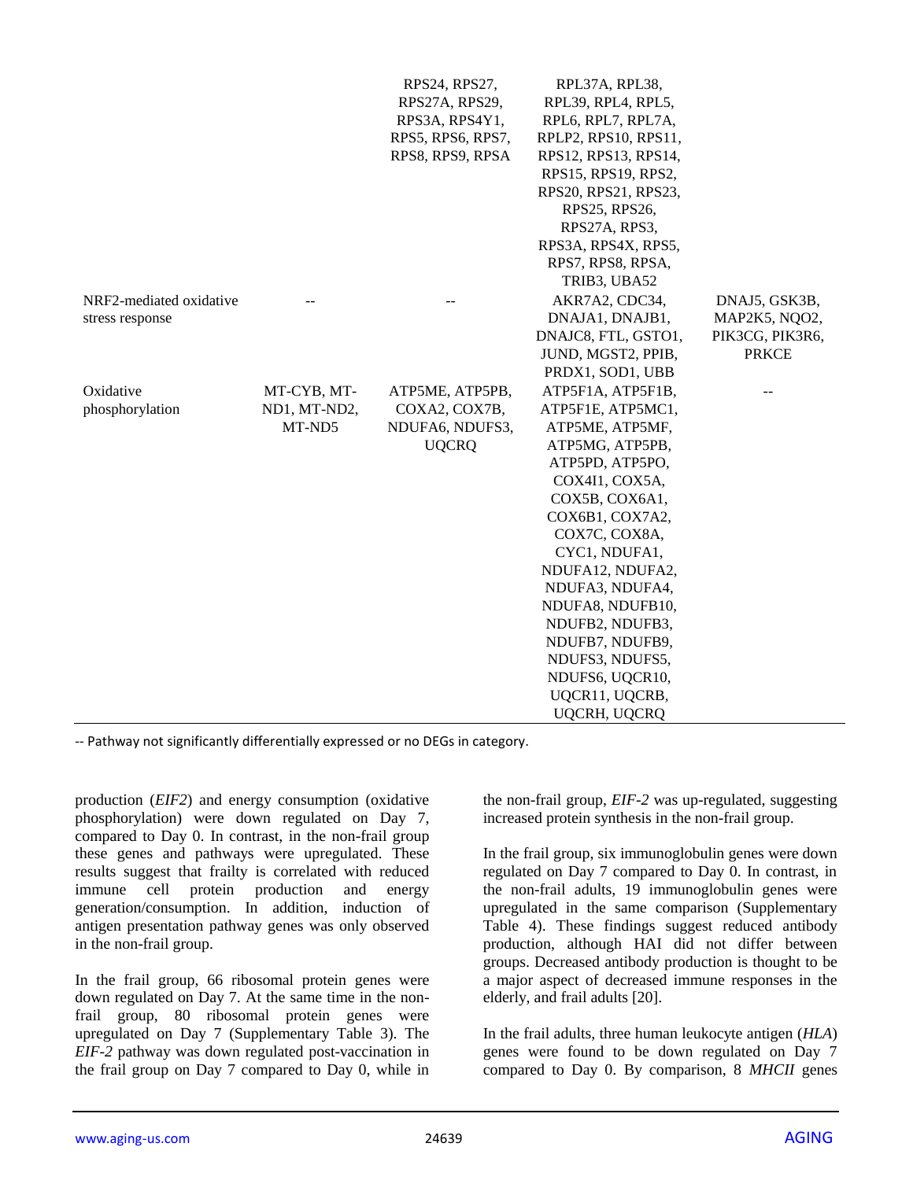| | | | | |
|---|---|---|---|---|
| | | RPS24, RPS27, RPS27A, RPS29, RPS3A, RPS4Y1, RPS5, RPS6, RPS7, RPS8, RPS9, RPSA | RPL37A, RPL38, RPL39, RPL4, RPL5, RPL6, RPL7, RPL7A, RPLP2, RPS10, RPS11, RPS12, RPS13, RPS14, RPS15, RPS19, RPS2, RPS20, RPS21, RPS23, RPS25, RPS26, RPS27A, RPS3, RPS3A, RPS4X, RPS5, RPS7, RPS8, RPSA, TRIB3, UBA52 | |
| NRF2-mediated oxidative stress response | -- | -- | AKR7A2, CDC34, DNAJA1, DNAJB1, DNAJC8, FTL, GSTO1, JUND, MGST2, PPIB, PRDX1, SOD1, UBB | DNAJ5, GSK3B, MAP2K5, NQO2, PIK3CG, PIK3R6, PRKCE |
| Oxidative phosphorylation | MT-CYB, MT-ND1, MT-ND2, MT-ND5 | ATP5ME, ATP5PB, COXA2, COX7B, NDUFA6, NDUFS3, UQCRQ | ATP5F1A, ATP5F1B, ATP5F1E, ATP5MC1, ATP5ME, ATP5MF, ATP5MG, ATP5PB, ATP5PD, ATP5PO, COX4I1, COX5A, COX5B, COX6A1, COX6B1, COX7A2, COX7C, COX8A, CYC1, NDUFA1, NDUFA12, NDUFA2, NDUFA3, NDUFA4, NDUFA8, NDUFB10, NDUFB2, NDUFB3, NDUFB7, NDUFB9, NDUFS3, NDUFS5, NDUFS6, UQCR10, UQCR11, UQCRB, UQCRH, UQCRQ | -- |

-- Pathway not significantly differentially expressed or no DEGs in category.

production (*EIF2*) and energy consumption (oxidative phosphorylation) were down regulated on Day 7, compared to Day 0. In contrast, in the non-frail group these genes and pathways were upregulated. These results suggest that frailty is correlated with reduced immune cell protein production and energy generation/consumption. In addition, induction of antigen presentation pathway genes was only observed in the non-frail group.

In the frail group, 66 ribosomal protein genes were down regulated on Day 7. At the same time in the non-frail group, 80 ribosomal protein genes were upregulated on Day 7 (Supplementary Table 3). The *EIF-2* pathway was down regulated post-vaccination in the frail group on Day 7 compared to Day 0, while in the non-frail group, *EIF-2* was up-regulated, suggesting increased protein synthesis in the non-frail group.

In the frail group, six immunoglobulin genes were down regulated on Day 7 compared to Day 0. In contrast, in the non-frail adults, 19 immunoglobulin genes were upregulated in the same comparison (Supplementary Table 4). These findings suggest reduced antibody production, although HAI did not differ between groups. Decreased antibody production is thought to be a major aspect of decreased immune responses in the elderly, and frail adults [20].

In the frail adults, three human leukocyte antigen (*HLA*) genes were found to be down regulated on Day 7 compared to Day 0. By comparison, 8 *MHCII* genes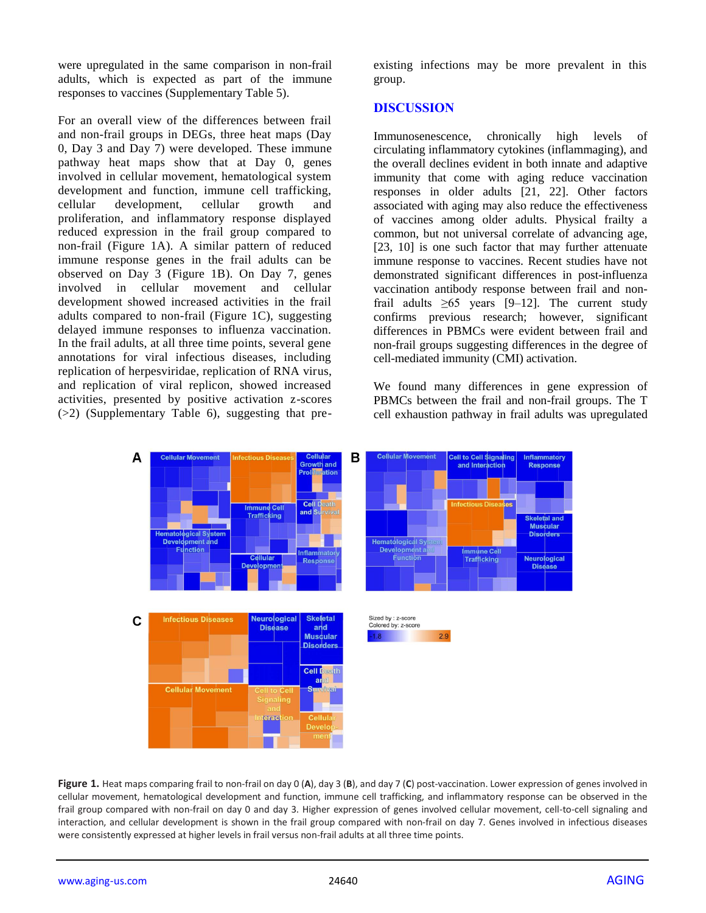were upregulated in the same comparison in non-frail adults, which is expected as part of the immune responses to vaccines (Supplementary Table 5).

For an overall view of the differences between frail and non-frail groups in DEGs, three heat maps (Day 0, Day 3 and Day 7) were developed. These immune pathway heat maps show that at Day 0, genes involved in cellular movement, hematological system development and function, immune cell trafficking, cellular development, cellular growth and proliferation, and inflammatory response displayed reduced expression in the frail group compared to non-frail (Figure 1A). A similar pattern of reduced immune response genes in the frail adults can be observed on Day 3 (Figure 1B). On Day 7, genes involved in cellular movement and cellular development showed increased activities in the frail adults compared to non-frail (Figure 1C), suggesting delayed immune responses to influenza vaccination. In the frail adults, at all three time points, several gene annotations for viral infectious diseases, including replication of herpesviridae, replication of RNA virus, and replication of viral replicon, showed increased activities, presented by positive activation z-scores (>2) (Supplementary Table 6), suggesting that pre-existing infections may be more prevalent in this group.

## DISCUSSION

Immunosenescence, chronically high levels of circulating inflammatory cytokines (inflammaging), and the overall declines evident in both innate and adaptive immunity that come with aging reduce vaccination responses in older adults [21, 22]. Other factors associated with aging may also reduce the effectiveness of vaccines among older adults. Physical frailty a common, but not universal correlate of advancing age, [23, 10] is one such factor that may further attenuate immune response to vaccines. Recent studies have not demonstrated significant differences in post-influenza vaccination antibody response between frail and non-frail adults ≥65 years [9–12]. The current study confirms previous research; however, significant differences in PBMCs were evident between frail and non-frail groups suggesting differences in the degree of cell-mediated immunity (CMI) activation.

We found many differences in gene expression of PBMCs between the frail and non-frail groups. The T cell exhaustion pathway in frail adults was upregulated

**Figure 1.** Heat maps comparing frail to non-frail on day 0 (**A**), day 3 (**B**), and day 7 (**C**) post-vaccination. Lower expression of genes involved in cellular movement, hematological development and function, immune cell trafficking, and inflammatory response can be observed in the frail group compared with non-frail on day 0 and day 3. Higher expression of genes involved cellular movement, cell-to-cell signaling and interaction, and cellular development is shown in the frail group compared with non-frail on day 7. Genes involved in infectious diseases were consistently expressed at higher levels in frail versus non-frail adults at all three time points.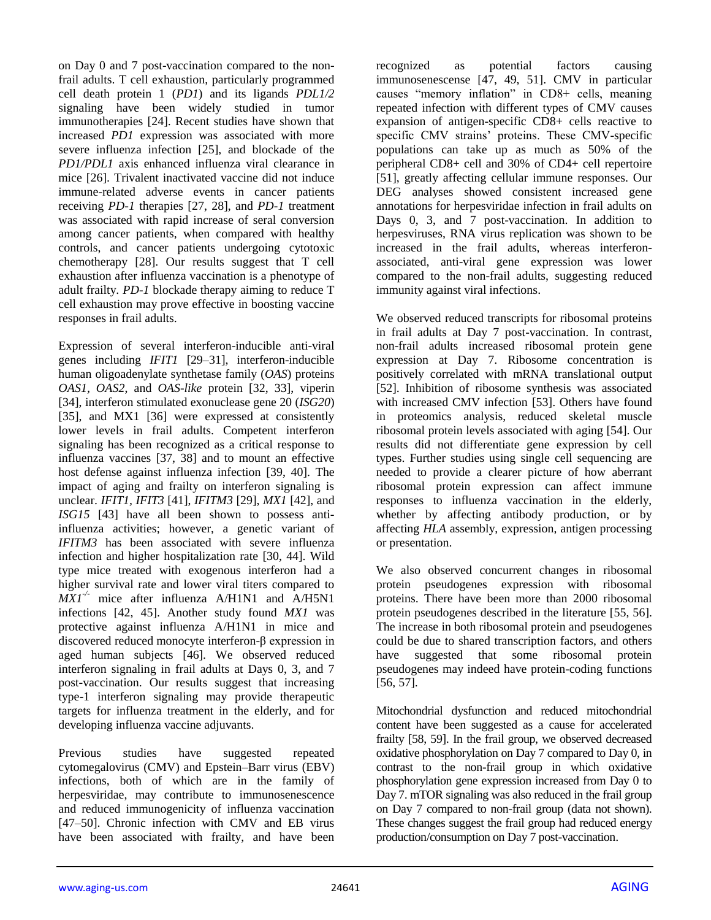on Day 0 and 7 post-vaccination compared to the non-frail adults. T cell exhaustion, particularly programmed cell death protein 1 (*PD1*) and its ligands *PDL1/2* signaling have been widely studied in tumor immunotherapies [24]. Recent studies have shown that increased *PD1* expression was associated with more severe influenza infection [25], and blockade of the *PD1/PDL1* axis enhanced influenza viral clearance in mice [26]. Trivalent inactivated vaccine did not induce immune-related adverse events in cancer patients receiving *PD-1* therapies [27, 28], and *PD-1* treatment was associated with rapid increase of seral conversion among cancer patients, when compared with healthy controls, and cancer patients undergoing cytotoxic chemotherapy [28]. Our results suggest that T cell exhaustion after influenza vaccination is a phenotype of adult frailty. *PD-1* blockade therapy aiming to reduce T cell exhaustion may prove effective in boosting vaccine responses in frail adults.

Expression of several interferon-inducible anti-viral genes including *IFIT1* [29–31], interferon-inducible human oligoadenylate synthetase family (*OAS*) proteins *OAS1*, *OAS2*, and *OAS-like* protein [32, 33], viperin [34], interferon stimulated exonuclease gene 20 (*ISG20*) [35], and MX1 [36] were expressed at consistently lower levels in frail adults. Competent interferon signaling has been recognized as a critical response to influenza vaccines [37, 38] and to mount an effective host defense against influenza infection [39, 40]. The impact of aging and frailty on interferon signaling is unclear. *IFIT1*, *IFIT3* [41], *IFITM3* [29], *MX1* [42], and *ISG15* [43] have all been shown to possess anti-influenza activities; however, a genetic variant of *IFITM3* has been associated with severe influenza infection and higher hospitalization rate [30, 44]. Wild type mice treated with exogenous interferon had a higher survival rate and lower viral titers compared to $MX1^{-/-}$ mice after influenza A/H1N1 and A/H5N1 infections [42, 45]. Another study found *MX1* was protective against influenza A/H1N1 in mice and discovered reduced monocyte interferon-β expression in aged human subjects [46]. We observed reduced interferon signaling in frail adults at Days 0, 3, and 7 post-vaccination. Our results suggest that increasing type-1 interferon signaling may provide therapeutic targets for influenza treatment in the elderly, and for developing influenza vaccine adjuvants.

Previous studies have suggested repeated cytomegalovirus (CMV) and Epstein–Barr virus (EBV) infections, both of which are in the family of herpesviridae, may contribute to immunosenescence and reduced immunogenicity of influenza vaccination [47–50]. Chronic infection with CMV and EB virus have been associated with frailty, and have been recognized as potential factors causing immunosenescense [47, 49, 51]. CMV in particular causes "memory inflation" in CD8+ cells, meaning repeated infection with different types of CMV causes expansion of antigen-specific CD8+ cells reactive to specific CMV strains' proteins. These CMV-specific populations can take up as much as 50% of the peripheral CD8+ cell and 30% of CD4+ cell repertoire [51], greatly affecting cellular immune responses. Our DEG analyses showed consistent increased gene annotations for herpesviridae infection in frail adults on Days 0, 3, and 7 post-vaccination. In addition to herpesviruses, RNA virus replication was shown to be increased in the frail adults, whereas interferon-associated, anti-viral gene expression was lower compared to the non-frail adults, suggesting reduced immunity against viral infections.

We observed reduced transcripts for ribosomal proteins in frail adults at Day 7 post-vaccination. In contrast, non-frail adults increased ribosomal protein gene expression at Day 7. Ribosome concentration is positively correlated with mRNA translational output [52]. Inhibition of ribosome synthesis was associated with increased CMV infection [53]. Others have found in proteomics analysis, reduced skeletal muscle ribosomal protein levels associated with aging [54]. Our results did not differentiate gene expression by cell types. Further studies using single cell sequencing are needed to provide a clearer picture of how aberrant ribosomal protein expression can affect immune responses to influenza vaccination in the elderly, whether by affecting antibody production, or by affecting *HLA* assembly, expression, antigen processing or presentation.

We also observed concurrent changes in ribosomal protein pseudogenes expression with ribosomal proteins. There have been more than 2000 ribosomal protein pseudogenes described in the literature [55, 56]. The increase in both ribosomal protein and pseudogenes could be due to shared transcription factors, and others have suggested that some ribosomal protein pseudogenes may indeed have protein-coding functions [56, 57].

Mitochondrial dysfunction and reduced mitochondrial content have been suggested as a cause for accelerated frailty [58, 59]. In the frail group, we observed decreased oxidative phosphorylation on Day 7 compared to Day 0, in contrast to the non-frail group in which oxidative phosphorylation gene expression increased from Day 0 to Day 7. mTOR signaling was also reduced in the frail group on Day 7 compared to non-frail group (data not shown). These changes suggest the frail group had reduced energy production/consumption on Day 7 post-vaccination.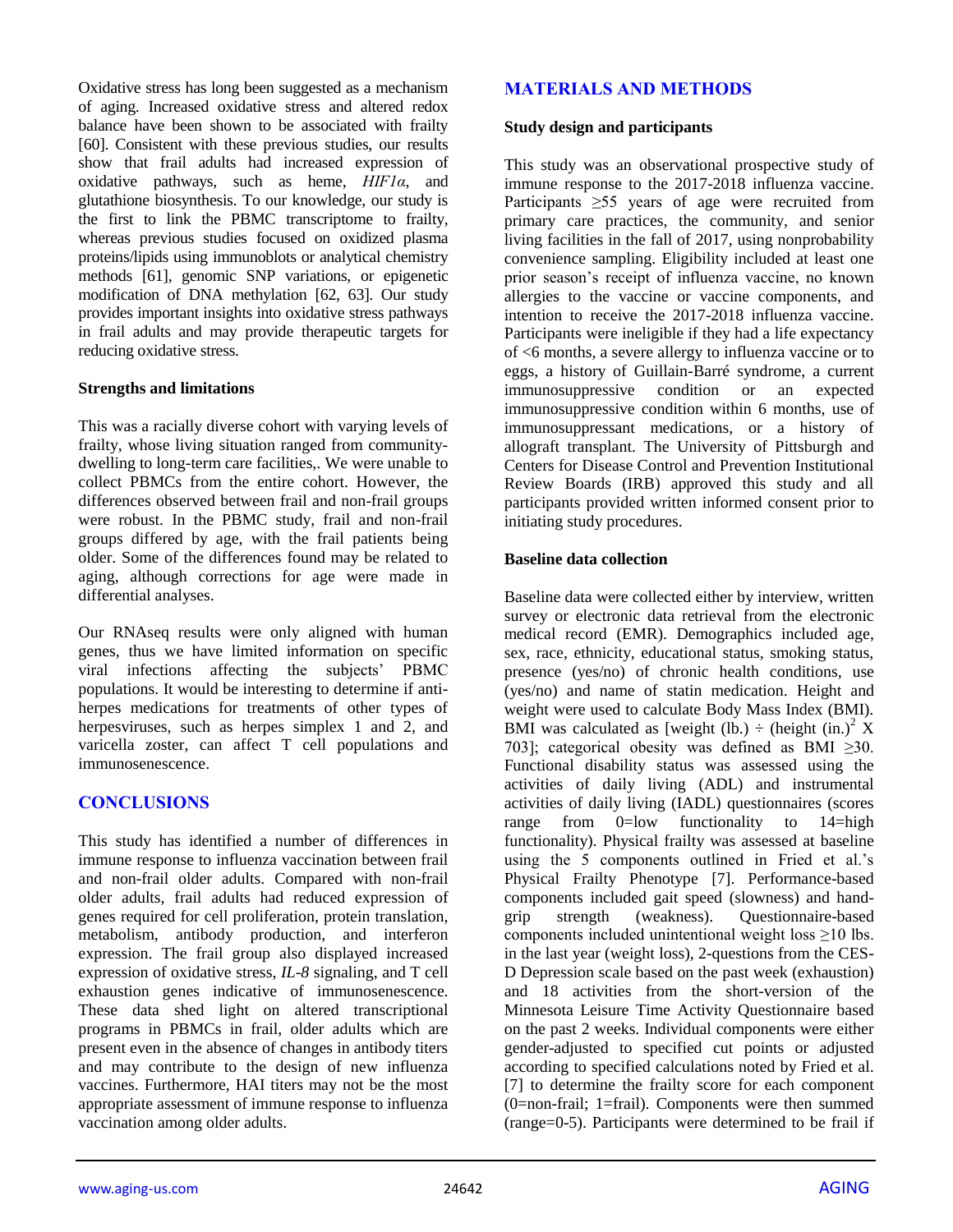Oxidative stress has long been suggested as a mechanism of aging. Increased oxidative stress and altered redox balance have been shown to be associated with frailty [60]. Consistent with these previous studies, our results show that frail adults had increased expression of oxidative pathways, such as heme, *HIF1α*, and glutathione biosynthesis. To our knowledge, our study is the first to link the PBMC transcriptome to frailty, whereas previous studies focused on oxidized plasma proteins/lipids using immunoblots or analytical chemistry methods [61], genomic SNP variations, or epigenetic modification of DNA methylation [62, 63]. Our study provides important insights into oxidative stress pathways in frail adults and may provide therapeutic targets for reducing oxidative stress.

### Strengths and limitations

This was a racially diverse cohort with varying levels of frailty, whose living situation ranged from community-dwelling to long-term care facilities,. We were unable to collect PBMCs from the entire cohort. However, the differences observed between frail and non-frail groups were robust. In the PBMC study, frail and non-frail groups differed by age, with the frail patients being older. Some of the differences found may be related to aging, although corrections for age were made in differential analyses.

Our RNAseq results were only aligned with human genes, thus we have limited information on specific viral infections affecting the subjects' PBMC populations. It would be interesting to determine if anti-herpes medications for treatments of other types of herpesviruses, such as herpes simplex 1 and 2, and varicella zoster, can affect T cell populations and immunosenescence.

## CONCLUSIONS

This study has identified a number of differences in immune response to influenza vaccination between frail and non-frail older adults. Compared with non-frail older adults, frail adults had reduced expression of genes required for cell proliferation, protein translation, metabolism, antibody production, and interferon expression. The frail group also displayed increased expression of oxidative stress, *IL-8* signaling, and T cell exhaustion genes indicative of immunosenescence. These data shed light on altered transcriptional programs in PBMCs in frail, older adults which are present even in the absence of changes in antibody titers and may contribute to the design of new influenza vaccines. Furthermore, HAI titers may not be the most appropriate assessment of immune response to influenza vaccination among older adults.

## MATERIALS AND METHODS

### Study design and participants

This study was an observational prospective study of immune response to the 2017-2018 influenza vaccine. Participants ≥55 years of age were recruited from primary care practices, the community, and senior living facilities in the fall of 2017, using nonprobability convenience sampling. Eligibility included at least one prior season's receipt of influenza vaccine, no known allergies to the vaccine or vaccine components, and intention to receive the 2017-2018 influenza vaccine. Participants were ineligible if they had a life expectancy of <6 months, a severe allergy to influenza vaccine or to eggs, a history of Guillain-Barré syndrome, a current immunosuppressive condition or an expected immunosuppressive condition within 6 months, use of immunosuppressant medications, or a history of allograft transplant. The University of Pittsburgh and Centers for Disease Control and Prevention Institutional Review Boards (IRB) approved this study and all participants provided written informed consent prior to initiating study procedures.

### Baseline data collection

Baseline data were collected either by interview, written survey or electronic data retrieval from the electronic medical record (EMR). Demographics included age, sex, race, ethnicity, educational status, smoking status, presence (yes/no) of chronic health conditions, use (yes/no) and name of statin medication. Height and weight were used to calculate Body Mass Index (BMI). BMI was calculated as [weight (lb.) $\div$ (height (in.)$^2$ X 703]; categorical obesity was defined as BMI ≥30. Functional disability status was assessed using the activities of daily living (ADL) and instrumental activities of daily living (IADL) questionnaires (scores range from 0=low functionality to 14=high functionality). Physical frailty was assessed at baseline using the 5 components outlined in Fried et al.'s Physical Frailty Phenotype [7]. Performance-based components included gait speed (slowness) and hand-grip strength (weakness). Questionnaire-based components included unintentional weight loss ≥10 lbs. in the last year (weight loss), 2-questions from the CES-D Depression scale based on the past week (exhaustion) and 18 activities from the short-version of the Minnesota Leisure Time Activity Questionnaire based on the past 2 weeks. Individual components were either gender-adjusted to specified cut points or adjusted according to specified calculations noted by Fried et al. [7] to determine the frailty score for each component (0=non-frail; 1=frail). Components were then summed (range=0-5). Participants were determined to be frail if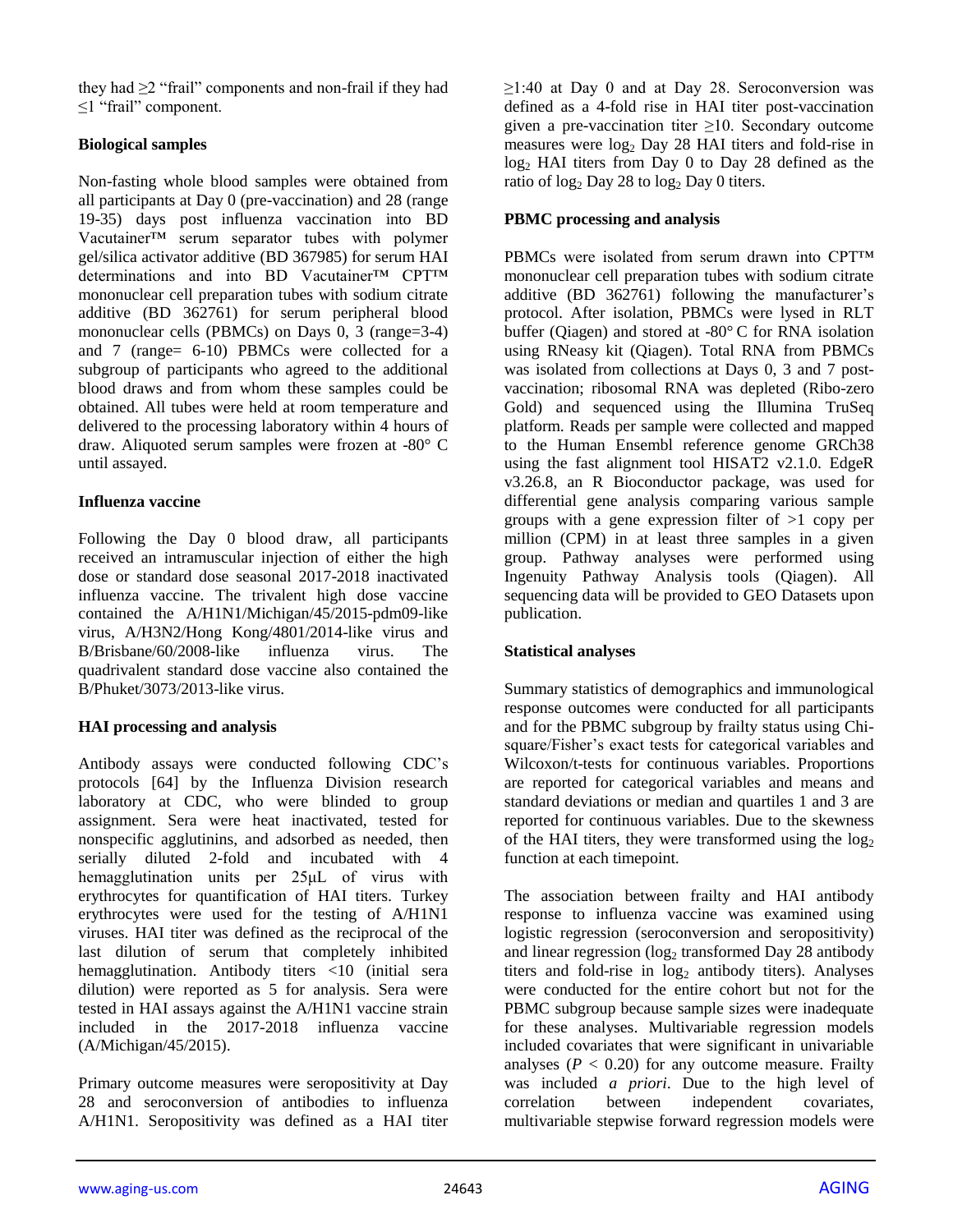they had ≥2 "frail" components and non-frail if they had ≤1 "frail" component.

### Biological samples

Non-fasting whole blood samples were obtained from all participants at Day 0 (pre-vaccination) and 28 (range 19-35) days post influenza vaccination into BD Vacutainer™ serum separator tubes with polymer gel/silica activator additive (BD 367985) for serum HAI determinations and into BD Vacutainer™ CPT™ mononuclear cell preparation tubes with sodium citrate additive (BD 362761) for serum peripheral blood mononuclear cells (PBMCs) on Days 0, 3 (range=3-4) and 7 (range= 6-10) PBMCs were collected for a subgroup of participants who agreed to the additional blood draws and from whom these samples could be obtained. All tubes were held at room temperature and delivered to the processing laboratory within 4 hours of draw. Aliquoted serum samples were frozen at -80° C until assayed.

### Influenza vaccine

Following the Day 0 blood draw, all participants received an intramuscular injection of either the high dose or standard dose seasonal 2017-2018 inactivated influenza vaccine. The trivalent high dose vaccine contained the A/H1N1/Michigan/45/2015-pdm09-like virus, A/H3N2/Hong Kong/4801/2014-like virus and B/Brisbane/60/2008-like influenza virus. The quadrivalent standard dose vaccine also contained the B/Phuket/3073/2013-like virus.

### HAI processing and analysis

Antibody assays were conducted following CDC's protocols [64] by the Influenza Division research laboratory at CDC, who were blinded to group assignment. Sera were heat inactivated, tested for nonspecific agglutinins, and adsorbed as needed, then serially diluted 2-fold and incubated with 4 hemagglutination units per 25μL of virus with erythrocytes for quantification of HAI titers. Turkey erythrocytes were used for the testing of A/H1N1 viruses. HAI titer was defined as the reciprocal of the last dilution of serum that completely inhibited hemagglutination. Antibody titers <10 (initial sera dilution) were reported as 5 for analysis. Sera were tested in HAI assays against the A/H1N1 vaccine strain included in the 2017-2018 influenza vaccine (A/Michigan/45/2015).

Primary outcome measures were seropositivity at Day 28 and seroconversion of antibodies to influenza A/H1N1. Seropositivity was defined as a HAI titer ≥1:40 at Day 0 and at Day 28. Seroconversion was defined as a 4-fold rise in HAI titer post-vaccination given a pre-vaccination titer ≥10. Secondary outcome measures were $\log_2$ Day 28 HAI titers and fold-rise in $\log_2$ HAI titers from Day 0 to Day 28 defined as the ratio of $\log_2$ Day 28 to $\log_2$ Day 0 titers.

### PBMC processing and analysis

PBMCs were isolated from serum drawn into CPT™ mononuclear cell preparation tubes with sodium citrate additive (BD 362761) following the manufacturer's protocol. After isolation, PBMCs were lysed in RLT buffer (Qiagen) and stored at -80° C for RNA isolation using RNeasy kit (Qiagen). Total RNA from PBMCs was isolated from collections at Days 0, 3 and 7 post-vaccination; ribosomal RNA was depleted (Ribo-zero Gold) and sequenced using the Illumina TruSeq platform. Reads per sample were collected and mapped to the Human Ensembl reference genome GRCh38 using the fast alignment tool HISAT2 v2.1.0. EdgeR v3.26.8, an R Bioconductor package, was used for differential gene analysis comparing various sample groups with a gene expression filter of >1 copy per million (CPM) in at least three samples in a given group. Pathway analyses were performed using Ingenuity Pathway Analysis tools (Qiagen). All sequencing data will be provided to GEO Datasets upon publication.

### Statistical analyses

Summary statistics of demographics and immunological response outcomes were conducted for all participants and for the PBMC subgroup by frailty status using Chi-square/Fisher's exact tests for categorical variables and Wilcoxon/t-tests for continuous variables. Proportions are reported for categorical variables and means and standard deviations or median and quartiles 1 and 3 are reported for continuous variables. Due to the skewness of the HAI titers, they were transformed using the $\log_2$ function at each timepoint.

The association between frailty and HAI antibody response to influenza vaccine was examined using logistic regression (seroconversion and seropositivity) and linear regression ($\log_2$ transformed Day 28 antibody titers and fold-rise in $\log_2$ antibody titers). Analyses were conducted for the entire cohort but not for the PBMC subgroup because sample sizes were inadequate for these analyses. Multivariable regression models included covariates that were significant in univariable analyses ($P < 0.20$) for any outcome measure. Frailty was included *a priori*. Due to the high level of correlation between independent covariates, multivariable stepwise forward regression models were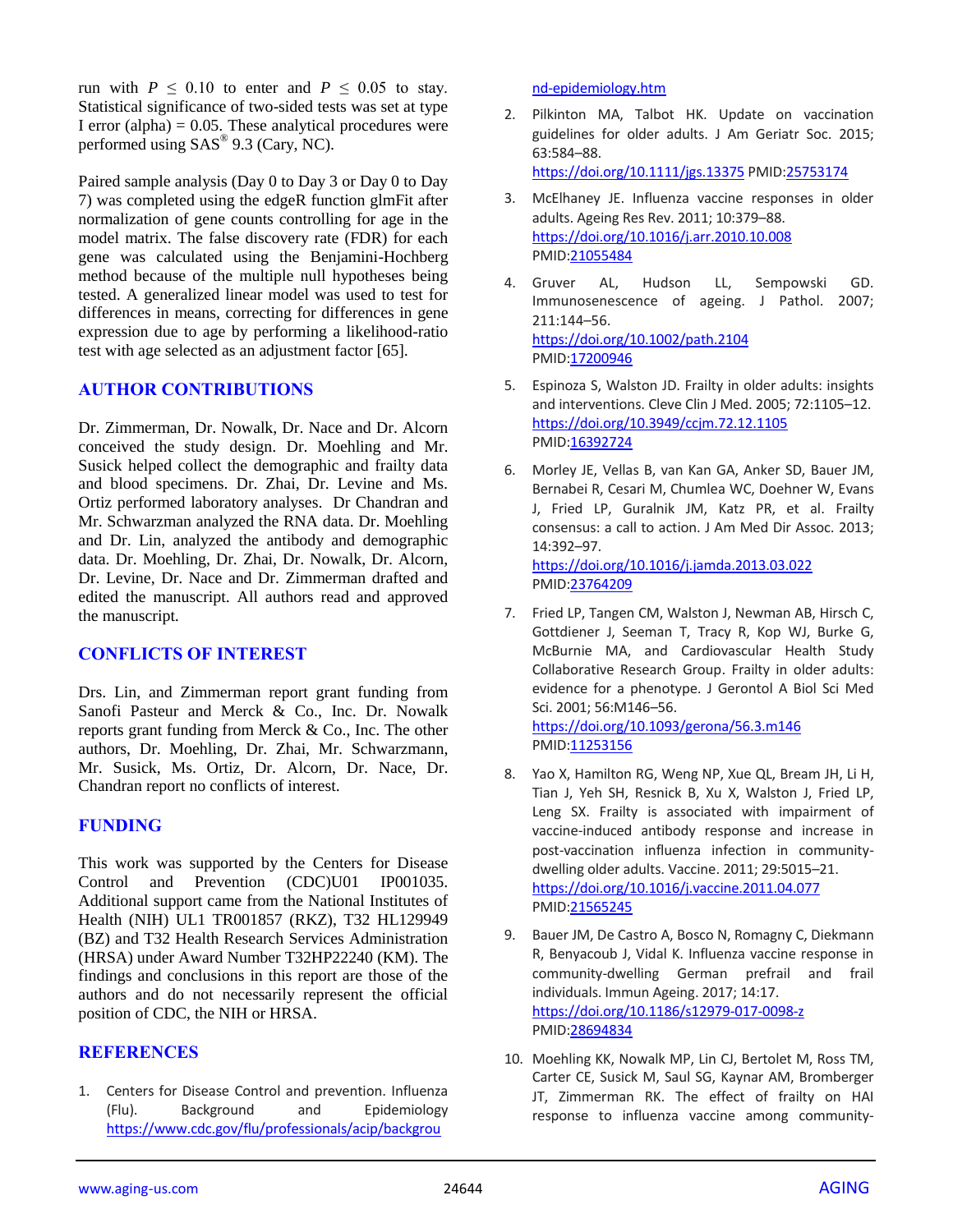run with $P \leq 0.10$ to enter and $P \leq 0.05$ to stay. Statistical significance of two-sided tests was set at type I error (alpha) = 0.05. These analytical procedures were performed using SAS® 9.3 (Cary, NC).

Paired sample analysis (Day 0 to Day 3 or Day 0 to Day 7) was completed using the edgeR function glmFit after normalization of gene counts controlling for age in the model matrix. The false discovery rate (FDR) for each gene was calculated using the Benjamini-Hochberg method because of the multiple null hypotheses being tested. A generalized linear model was used to test for differences in means, correcting for differences in gene expression due to age by performing a likelihood-ratio test with age selected as an adjustment factor [65].

## AUTHOR CONTRIBUTIONS

Dr. Zimmerman, Dr. Nowalk, Dr. Nace and Dr. Alcorn conceived the study design. Dr. Moehling and Mr. Susick helped collect the demographic and frailty data and blood specimens. Dr. Zhai, Dr. Levine and Ms. Ortiz performed laboratory analyses. Dr Chandran and Mr. Schwarzman analyzed the RNA data. Dr. Moehling and Dr. Lin, analyzed the antibody and demographic data. Dr. Moehling, Dr. Zhai, Dr. Nowalk, Dr. Alcorn, Dr. Levine, Dr. Nace and Dr. Zimmerman drafted and edited the manuscript. All authors read and approved the manuscript.

## CONFLICTS OF INTEREST

Drs. Lin, and Zimmerman report grant funding from Sanofi Pasteur and Merck & Co., Inc. Dr. Nowalk reports grant funding from Merck & Co., Inc. The other authors, Dr. Moehling, Dr. Zhai, Mr. Schwarzmann, Mr. Susick, Ms. Ortiz, Dr. Alcorn, Dr. Nace, Dr. Chandran report no conflicts of interest.

## FUNDING

This work was supported by the Centers for Disease Control and Prevention (CDC)U01 IP001035. Additional support came from the National Institutes of Health (NIH) UL1 TR001857 (RKZ), T32 HL129949 (BZ) and T32 Health Research Services Administration (HRSA) under Award Number T32HP22240 (KM). The findings and conclusions in this report are those of the authors and do not necessarily represent the official position of CDC, the NIH or HRSA.

## REFERENCES

1. Centers for Disease Control and prevention. Influenza (Flu). Background and Epidemiology https://www.cdc.gov/flu/professionals/acip/background-epidemiology.htm

2. Pilkinton MA, Talbot HK. Update on vaccination guidelines for older adults. J Am Geriatr Soc. 2015; 63:584–88. https://doi.org/10.1111/jgs.13375 PMID:25753174

3. McElhaney JE. Influenza vaccine responses in older adults. Ageing Res Rev. 2011; 10:379–88. https://doi.org/10.1016/j.arr.2010.10.008 PMID:21055484

4. Gruver AL, Hudson LL, Sempowski GD. Immunosenescence of ageing. J Pathol. 2007; 211:144–56. https://doi.org/10.1002/path.2104 PMID:17200946

5. Espinoza S, Walston JD. Frailty in older adults: insights and interventions. Cleve Clin J Med. 2005; 72:1105–12. https://doi.org/10.3949/ccjm.72.12.1105 PMID:16392724

6. Morley JE, Vellas B, van Kan GA, Anker SD, Bauer JM, Bernabei R, Cesari M, Chumlea WC, Doehner W, Evans J, Fried LP, Guralnik JM, Katz PR, et al. Frailty consensus: a call to action. J Am Med Dir Assoc. 2013; 14:392–97. https://doi.org/10.1016/j.jamda.2013.03.022 PMID:23764209

7. Fried LP, Tangen CM, Walston J, Newman AB, Hirsch C, Gottdiener J, Seeman T, Tracy R, Kop WJ, Burke G, McBurnie MA, and Cardiovascular Health Study Collaborative Research Group. Frailty in older adults: evidence for a phenotype. J Gerontol A Biol Sci Med Sci. 2001; 56:M146–56. https://doi.org/10.1093/gerona/56.3.m146 PMID:11253156

8. Yao X, Hamilton RG, Weng NP, Xue QL, Bream JH, Li H, Tian J, Yeh SH, Resnick B, Xu X, Walston J, Fried LP, Leng SX. Frailty is associated with impairment of vaccine-induced antibody response and increase in post-vaccination influenza infection in community-dwelling older adults. Vaccine. 2011; 29:5015–21. https://doi.org/10.1016/j.vaccine.2011.04.077 PMID:21565245

9. Bauer JM, De Castro A, Bosco N, Romagny C, Diekmann R, Benyacoub J, Vidal K. Influenza vaccine response in community-dwelling German prefrail and frail individuals. Immun Ageing. 2017; 14:17. https://doi.org/10.1186/s12979-017-0098-z PMID:28694834

10. Moehling KK, Nowalk MP, Lin CJ, Bertolet M, Ross TM, Carter CE, Susick M, Saul SG, Kaynar AM, Bromberger JT, Zimmerman RK. The effect of frailty on HAI response to influenza vaccine among community-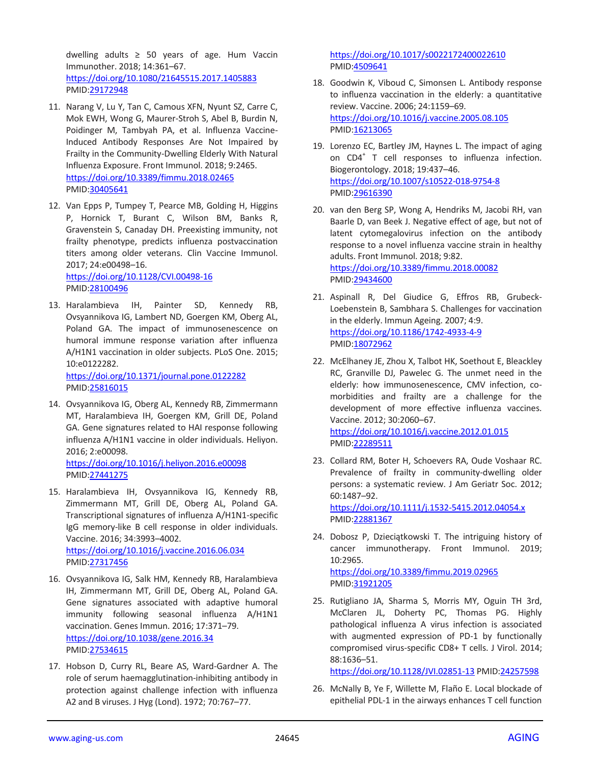dwelling adults ≥ 50 years of age. Hum Vaccin Immunother. 2018; 14:361–67.
https://doi.org/10.1080/21645515.2017.1405883
PMID:29172948

11. Narang V, Lu Y, Tan C, Camous XFN, Nyunt SZ, Carre C, Mok EWH, Wong G, Maurer-Stroh S, Abel B, Burdin N, Poidinger M, Tambyah PA, et al. Influenza Vaccine-Induced Antibody Responses Are Not Impaired by Frailty in the Community-Dwelling Elderly With Natural Influenza Exposure. Front Immunol. 2018; 9:2465.
https://doi.org/10.3389/fimmu.2018.02465
PMID:30405641

12. Van Epps P, Tumpey T, Pearce MB, Golding H, Higgins P, Hornick T, Burant C, Wilson BM, Banks R, Gravenstein S, Canaday DH. Preexisting immunity, not frailty phenotype, predicts influenza postvaccination titers among older veterans. Clin Vaccine Immunol. 2017; 24:e00498–16.
https://doi.org/10.1128/CVI.00498-16
PMID:28100496

13. Haralambieva IH, Painter SD, Kennedy RB, Ovsyannikova IG, Lambert ND, Goergen KM, Oberg AL, Poland GA. The impact of immunosenescence on humoral immune response variation after influenza A/H1N1 vaccination in older subjects. PLoS One. 2015; 10:e0122282.
https://doi.org/10.1371/journal.pone.0122282
PMID:25816015

14. Ovsyannikova IG, Oberg AL, Kennedy RB, Zimmermann MT, Haralambieva IH, Goergen KM, Grill DE, Poland GA. Gene signatures related to HAI response following influenza A/H1N1 vaccine in older individuals. Heliyon. 2016; 2:e00098.
https://doi.org/10.1016/j.heliyon.2016.e00098
PMID:27441275

15. Haralambieva IH, Ovsyannikova IG, Kennedy RB, Zimmermann MT, Grill DE, Oberg AL, Poland GA. Transcriptional signatures of influenza A/H1N1-specific IgG memory-like B cell response in older individuals. Vaccine. 2016; 34:3993–4002.
https://doi.org/10.1016/j.vaccine.2016.06.034
PMID:27317456

16. Ovsyannikova IG, Salk HM, Kennedy RB, Haralambieva IH, Zimmermann MT, Grill DE, Oberg AL, Poland GA. Gene signatures associated with adaptive humoral immunity following seasonal influenza A/H1N1 vaccination. Genes Immun. 2016; 17:371–79.
https://doi.org/10.1038/gene.2016.34
PMID:27534615

17. Hobson D, Curry RL, Beare AS, Ward-Gardner A. The role of serum haemagglutination-inhibiting antibody in protection against challenge infection with influenza A2 and B viruses. J Hyg (Lond). 1972; 70:767–77.
https://doi.org/10.1017/s0022172400022610
PMID:4509641

18. Goodwin K, Viboud C, Simonsen L. Antibody response to influenza vaccination in the elderly: a quantitative review. Vaccine. 2006; 24:1159–69.
https://doi.org/10.1016/j.vaccine.2005.08.105
PMID:16213065

19. Lorenzo EC, Bartley JM, Haynes L. The impact of aging on CD4$^+$ T cell responses to influenza infection. Biogerontology. 2018; 19:437–46.
https://doi.org/10.1007/s10522-018-9754-8
PMID:29616390

20. van den Berg SP, Wong A, Hendriks M, Jacobi RH, van Baarle D, van Beek J. Negative effect of age, but not of latent cytomegalovirus infection on the antibody response to a novel influenza vaccine strain in healthy adults. Front Immunol. 2018; 9:82.
https://doi.org/10.3389/fimmu.2018.00082
PMID:29434600

21. Aspinall R, Del Giudice G, Effros RB, Grubeck-Loebenstein B, Sambhara S. Challenges for vaccination in the elderly. Immun Ageing. 2007; 4:9.
https://doi.org/10.1186/1742-4933-4-9
PMID:18072962

22. McElhaney JE, Zhou X, Talbot HK, Soethout E, Bleackley RC, Granville DJ, Pawelec G. The unmet need in the elderly: how immunosenescence, CMV infection, co-morbidities and frailty are a challenge for the development of more effective influenza vaccines. Vaccine. 2012; 30:2060–67.
https://doi.org/10.1016/j.vaccine.2012.01.015
PMID:22289511

23. Collard RM, Boter H, Schoevers RA, Oude Voshaar RC. Prevalence of frailty in community-dwelling older persons: a systematic review. J Am Geriatr Soc. 2012; 60:1487–92.
https://doi.org/10.1111/j.1532-5415.2012.04054.x
PMID:22881367

24. Dobosz P, Dzieciątkowski T. The intriguing history of cancer immunotherapy. Front Immunol. 2019; 10:2965.
https://doi.org/10.3389/fimmu.2019.02965
PMID:31921205

25. Rutigliano JA, Sharma S, Morris MY, Oguin TH 3rd, McClaren JL, Doherty PC, Thomas PG. Highly pathological influenza A virus infection is associated with augmented expression of PD-1 by functionally compromised virus-specific CD8+ T cells. J Virol. 2014; 88:1636–51.
https://doi.org/10.1128/JVI.02851-13 PMID:24257598

26. McNally B, Ye F, Willette M, Flaño E. Local blockade of epithelial PDL-1 in the airways enhances T cell function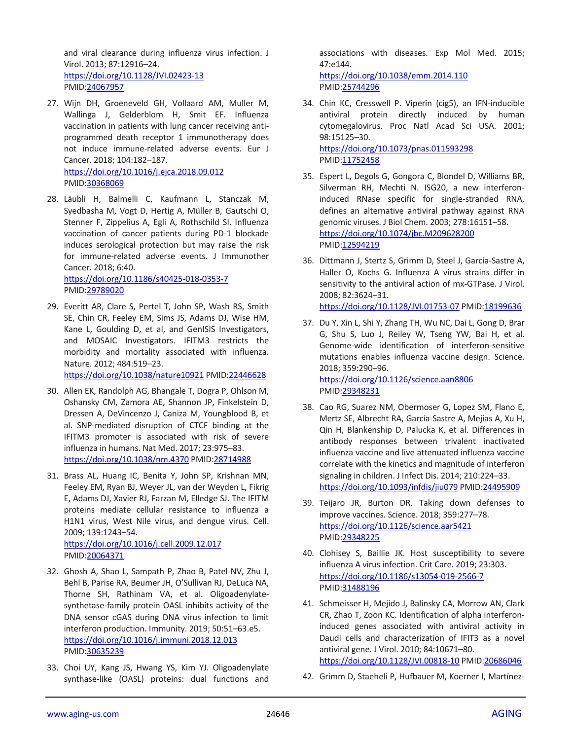and viral clearance during influenza virus infection. J Virol. 2013; 87:12916–24. https://doi.org/10.1128/JVI.02423-13 PMID:24067957

27. Wijn DH, Groeneveld GH, Vollaard AM, Muller M, Wallinga J, Gelderblom H, Smit EF. Influenza vaccination in patients with lung cancer receiving anti-programmed death receptor 1 immunotherapy does not induce immune-related adverse events. Eur J Cancer. 2018; 104:182–187. https://doi.org/10.1016/j.ejca.2018.09.012 PMID:30368069

28. Läubli H, Balmelli C, Kaufmann L, Stanczak M, Syedbasha M, Vogt D, Hertig A, Müller B, Gautschi O, Stenner F, Zippelius A, Egli A, Rothschild SI. Influenza vaccination of cancer patients during PD-1 blockade induces serological protection but may raise the risk for immune-related adverse events. J Immunother Cancer. 2018; 6:40. https://doi.org/10.1186/s40425-018-0353-7 PMID:29789020

29. Everitt AR, Clare S, Pertel T, John SP, Wash RS, Smith SE, Chin CR, Feeley EM, Sims JS, Adams DJ, Wise HM, Kane L, Goulding D, et al, and GenISIS Investigators, and MOSAIC Investigators. IFITM3 restricts the morbidity and mortality associated with influenza. Nature. 2012; 484:519–23. https://doi.org/10.1038/nature10921 PMID:22446628

30. Allen EK, Randolph AG, Bhangale T, Dogra P, Ohlson M, Oshansky CM, Zamora AE, Shannon JP, Finkelstein D, Dressen A, DeVincenzo J, Caniza M, Youngblood B, et al. SNP-mediated disruption of CTCF binding at the IFITM3 promoter is associated with risk of severe influenza in humans. Nat Med. 2017; 23:975–83. https://doi.org/10.1038/nm.4370 PMID:28714988

31. Brass AL, Huang IC, Benita Y, John SP, Krishnan MN, Feeley EM, Ryan BJ, Weyer JL, van der Weyden L, Fikrig E, Adams DJ, Xavier RJ, Farzan M, Elledge SJ. The IFITM proteins mediate cellular resistance to influenza a H1N1 virus, West Nile virus, and dengue virus. Cell. 2009; 139:1243–54. https://doi.org/10.1016/j.cell.2009.12.017 PMID:20064371

32. Ghosh A, Shao L, Sampath P, Zhao B, Patel NV, Zhu J, Behl B, Parise RA, Beumer JH, O'Sullivan RJ, DeLuca NA, Thorne SH, Rathinam VA, et al. Oligoadenylate-synthetase-family protein OASL inhibits activity of the DNA sensor cGAS during DNA virus infection to limit interferon production. Immunity. 2019; 50:51–63.e5. https://doi.org/10.1016/j.immuni.2018.12.013 PMID:30635239

33. Choi UY, Kang JS, Hwang YS, Kim YJ. Oligoadenylate synthase-like (OASL) proteins: dual functions and associations with diseases. Exp Mol Med. 2015; 47:e144. https://doi.org/10.1038/emm.2014.110 PMID:25744296

34. Chin KC, Cresswell P. Viperin (cig5), an IFN-inducible antiviral protein directly induced by human cytomegalovirus. Proc Natl Acad Sci USA. 2001; 98:15125–30. https://doi.org/10.1073/pnas.011593298 PMID:11752458

35. Espert L, Degols G, Gongora C, Blondel D, Williams BR, Silverman RH, Mechti N. ISG20, a new interferon-induced RNase specific for single-stranded RNA, defines an alternative antiviral pathway against RNA genomic viruses. J Biol Chem. 2003; 278:16151–58. https://doi.org/10.1074/jbc.M209628200 PMID:12594219

36. Dittmann J, Stertz S, Grimm D, Steel J, García-Sastre A, Haller O, Kochs G. Influenza A virus strains differ in sensitivity to the antiviral action of mx-GTPase. J Virol. 2008; 82:3624–31. https://doi.org/10.1128/JVI.01753-07 PMID:18199636

37. Du Y, Xin L, Shi Y, Zhang TH, Wu NC, Dai L, Gong D, Brar G, Shu S, Luo J, Reiley W, Tseng YW, Bai H, et al. Genome-wide identification of interferon-sensitive mutations enables influenza vaccine design. Science. 2018; 359:290–96. https://doi.org/10.1126/science.aan8806 PMID:29348231

38. Cao RG, Suarez NM, Obermoser G, Lopez SM, Flano E, Mertz SE, Albrecht RA, García-Sastre A, Mejias A, Xu H, Qin H, Blankenship D, Palucka K, et al. Differences in antibody responses between trivalent inactivated influenza vaccine and live attenuated influenza vaccine correlate with the kinetics and magnitude of interferon signaling in children. J Infect Dis. 2014; 210:224–33. https://doi.org/10.1093/infdis/jiu079 PMID:24495909

39. Teijaro JR, Burton DR. Taking down defenses to improve vaccines. Science. 2018; 359:277–78. https://doi.org/10.1126/science.aar5421 PMID:29348225

40. Clohisey S, Baillie JK. Host susceptibility to severe influenza A virus infection. Crit Care. 2019; 23:303. https://doi.org/10.1186/s13054-019-2566-7 PMID:31488196

41. Schmeisser H, Mejido J, Balinsky CA, Morrow AN, Clark CR, Zhao T, Zoon KC. Identification of alpha interferon-induced genes associated with antiviral activity in Daudi cells and characterization of IFIT3 as a novel antiviral gene. J Virol. 2010; 84:10671–80. https://doi.org/10.1128/JVI.00818-10 PMID:20686046

42. Grimm D, Staeheli P, Hufbauer M, Koerner I, Martínez-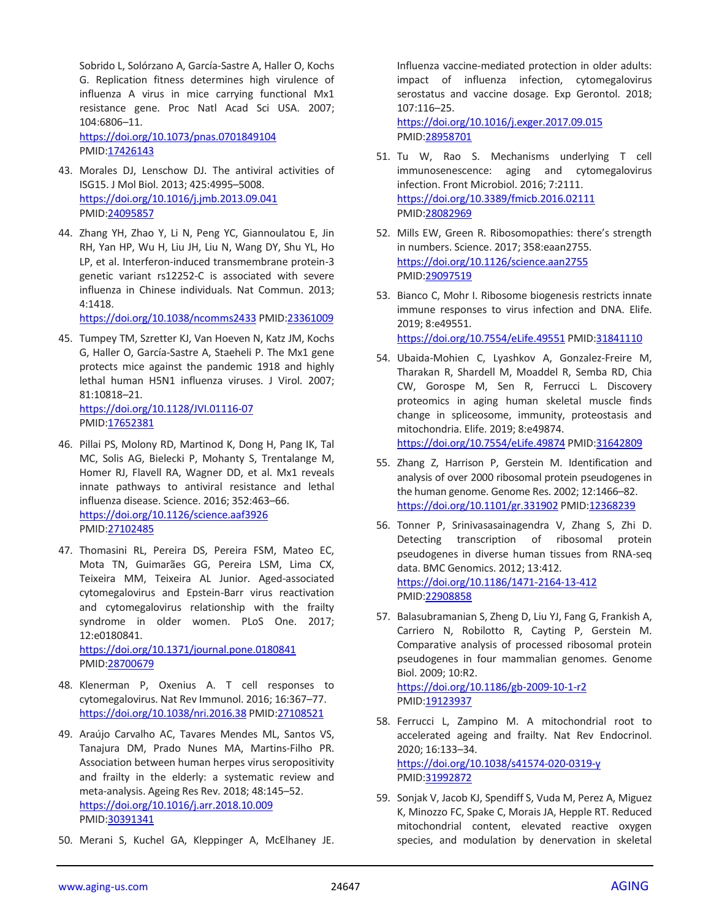Sobrido L, Solórzano A, García-Sastre A, Haller O, Kochs G. Replication fitness determines high virulence of influenza A virus in mice carrying functional Mx1 resistance gene. Proc Natl Acad Sci USA. 2007; 104:6806–11.
https://doi.org/10.1073/pnas.0701849104
PMID:17426143

43. Morales DJ, Lenschow DJ. The antiviral activities of ISG15. J Mol Biol. 2013; 425:4995–5008.
https://doi.org/10.1016/j.jmb.2013.09.041
PMID:24095857

44. Zhang YH, Zhao Y, Li N, Peng YC, Giannoulatou E, Jin RH, Yan HP, Wu H, Liu JH, Liu N, Wang DY, Shu YL, Ho LP, et al. Interferon-induced transmembrane protein-3 genetic variant rs12252-C is associated with severe influenza in Chinese individuals. Nat Commun. 2013; 4:1418.
https://doi.org/10.1038/ncomms2433 PMID:23361009

45. Tumpey TM, Szretter KJ, Van Hoeven N, Katz JM, Kochs G, Haller O, García-Sastre A, Staeheli P. The Mx1 gene protects mice against the pandemic 1918 and highly lethal human H5N1 influenza viruses. J Virol. 2007; 81:10818–21.
https://doi.org/10.1128/JVI.01116-07
PMID:17652381

46. Pillai PS, Molony RD, Martinod K, Dong H, Pang IK, Tal MC, Solis AG, Bielecki P, Mohanty S, Trentalange M, Homer RJ, Flavell RA, Wagner DD, et al. Mx1 reveals innate pathways to antiviral resistance and lethal influenza disease. Science. 2016; 352:463–66.
https://doi.org/10.1126/science.aaf3926
PMID:27102485

47. Thomasini RL, Pereira DS, Pereira FSM, Mateo EC, Mota TN, Guimarães GG, Pereira LSM, Lima CX, Teixeira MM, Teixeira AL Junior. Aged-associated cytomegalovirus and Epstein-Barr virus reactivation and cytomegalovirus relationship with the frailty syndrome in older women. PLoS One. 2017; 12:e0180841.
https://doi.org/10.1371/journal.pone.0180841
PMID:28700679

48. Klenerman P, Oxenius A. T cell responses to cytomegalovirus. Nat Rev Immunol. 2016; 16:367–77.
https://doi.org/10.1038/nri.2016.38 PMID:27108521

49. Araújo Carvalho AC, Tavares Mendes ML, Santos VS, Tanajura DM, Prado Nunes MA, Martins-Filho PR. Association between human herpes virus seropositivity and frailty in the elderly: a systematic review and meta-analysis. Ageing Res Rev. 2018; 48:145–52.
https://doi.org/10.1016/j.arr.2018.10.009
PMID:30391341

50. Merani S, Kuchel GA, Kleppinger A, McElhaney JE. Influenza vaccine-mediated protection in older adults: impact of influenza infection, cytomegalovirus serostatus and vaccine dosage. Exp Gerontol. 2018; 107:116–25.
https://doi.org/10.1016/j.exger.2017.09.015
PMID:28958701

51. Tu W, Rao S. Mechanisms underlying T cell immunosenescence: aging and cytomegalovirus infection. Front Microbiol. 2016; 7:2111.
https://doi.org/10.3389/fmicb.2016.02111
PMID:28082969

52. Mills EW, Green R. Ribosomopathies: there's strength in numbers. Science. 2017; 358:eaan2755.
https://doi.org/10.1126/science.aan2755
PMID:29097519

53. Bianco C, Mohr I. Ribosome biogenesis restricts innate immune responses to virus infection and DNA. Elife. 2019; 8:e49551.
https://doi.org/10.7554/eLife.49551 PMID:31841110

54. Ubaida-Mohien C, Lyashkov A, Gonzalez-Freire M, Tharakan R, Shardell M, Moaddel R, Semba RD, Chia CW, Gorospe M, Sen R, Ferrucci L. Discovery proteomics in aging human skeletal muscle finds change in spliceosome, immunity, proteostasis and mitochondria. Elife. 2019; 8:e49874.
https://doi.org/10.7554/eLife.49874 PMID:31642809

55. Zhang Z, Harrison P, Gerstein M. Identification and analysis of over 2000 ribosomal protein pseudogenes in the human genome. Genome Res. 2002; 12:1466–82.
https://doi.org/10.1101/gr.331902 PMID:12368239

56. Tonner P, Srinivasasainagendra V, Zhang S, Zhi D. Detecting transcription of ribosomal protein pseudogenes in diverse human tissues from RNA-seq data. BMC Genomics. 2012; 13:412.
https://doi.org/10.1186/1471-2164-13-412
PMID:22908858

57. Balasubramanian S, Zheng D, Liu YJ, Fang G, Frankish A, Carriero N, Robilotto R, Cayting P, Gerstein M. Comparative analysis of processed ribosomal protein pseudogenes in four mammalian genomes. Genome Biol. 2009; 10:R2.
https://doi.org/10.1186/gb-2009-10-1-r2
PMID:19123937

58. Ferrucci L, Zampino M. A mitochondrial root to accelerated ageing and frailty. Nat Rev Endocrinol. 2020; 16:133–34.
https://doi.org/10.1038/s41574-020-0319-y
PMID:31992872

59. Sonjak V, Jacob KJ, Spendiff S, Vuda M, Perez A, Miguez K, Minozzo FC, Spake C, Morais JA, Hepple RT. Reduced mitochondrial content, elevated reactive oxygen species, and modulation by denervation in skeletal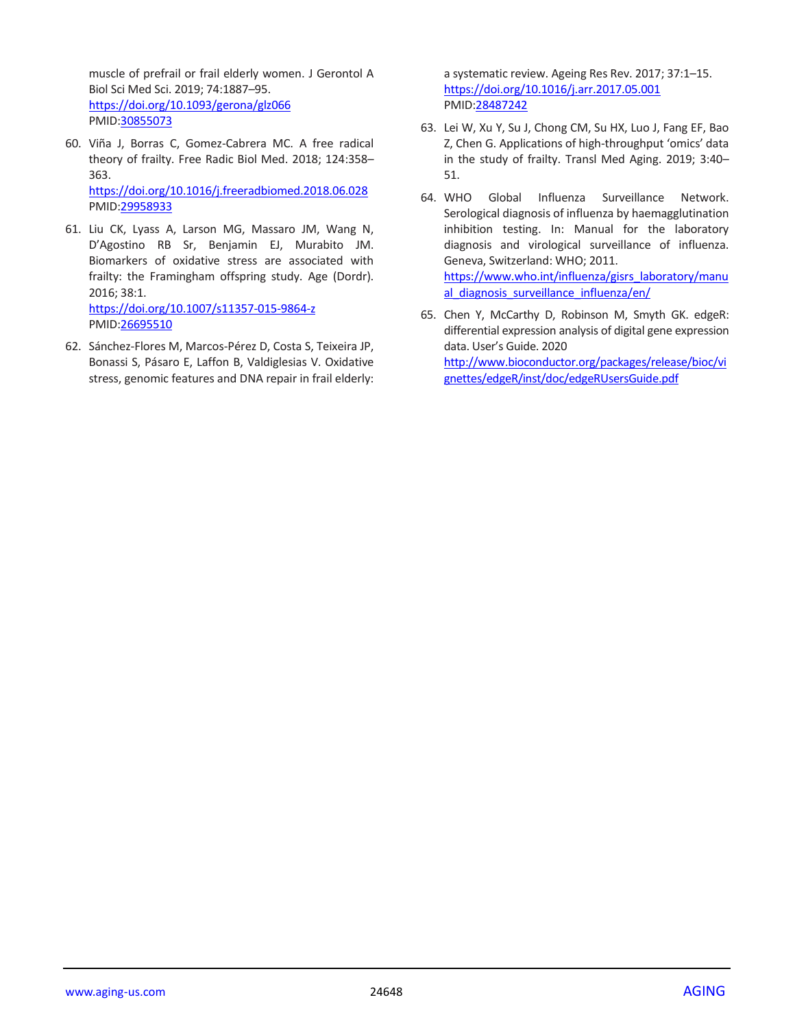muscle of prefrail or frail elderly women. J Gerontol A Biol Sci Med Sci. 2019; 74:1887–95. https://doi.org/10.1093/gerona/glz066 PMID:30855073

60. Viña J, Borras C, Gomez-Cabrera MC. A free radical theory of frailty. Free Radic Biol Med. 2018; 124:358–363. https://doi.org/10.1016/j.freeradbiomed.2018.06.028 PMID:29958933

61. Liu CK, Lyass A, Larson MG, Massaro JM, Wang N, D'Agostino RB Sr, Benjamin EJ, Murabito JM. Biomarkers of oxidative stress are associated with frailty: the Framingham offspring study. Age (Dordr). 2016; 38:1. https://doi.org/10.1007/s11357-015-9864-z PMID:26695510

62. Sánchez-Flores M, Marcos-Pérez D, Costa S, Teixeira JP, Bonassi S, Pásaro E, Laffon B, Valdiglesias V. Oxidative stress, genomic features and DNA repair in frail elderly: a systematic review. Ageing Res Rev. 2017; 37:1–15. https://doi.org/10.1016/j.arr.2017.05.001 PMID:28487242

63. Lei W, Xu Y, Su J, Chong CM, Su HX, Luo J, Fang EF, Bao Z, Chen G. Applications of high-throughput 'omics' data in the study of frailty. Transl Med Aging. 2019; 3:40–51.

64. WHO Global Influenza Surveillance Network. Serological diagnosis of influenza by haemagglutination inhibition testing. In: Manual for the laboratory diagnosis and virological surveillance of influenza. Geneva, Switzerland: WHO; 2011. https://www.who.int/influenza/gisrs_laboratory/manual_diagnosis_surveillance_influenza/en/

65. Chen Y, McCarthy D, Robinson M, Smyth GK. edgeR: differential expression analysis of digital gene expression data. User's Guide. 2020 http://www.bioconductor.org/packages/release/bioc/vignettes/edgeR/inst/doc/edgeRUsersGuide.pdf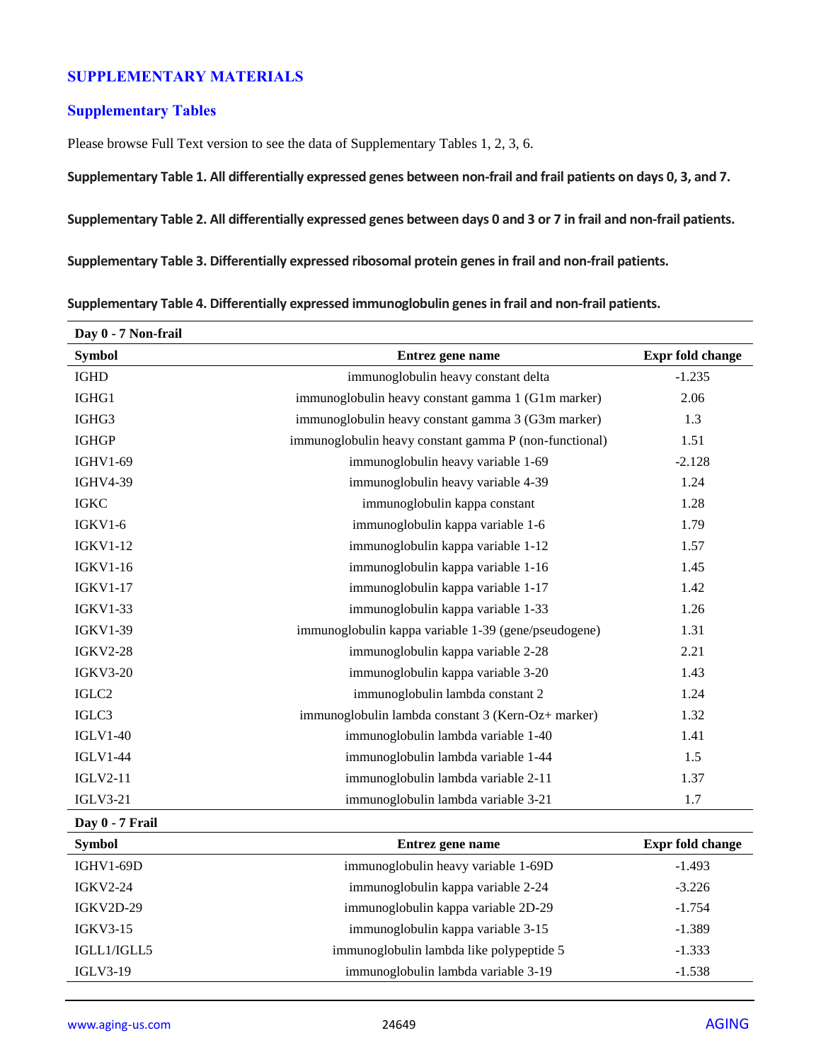## SUPPLEMENTARY MATERIALS

### Supplementary Tables

Please browse Full Text version to see the data of Supplementary Tables 1, 2, 3, 6.

**Supplementary Table 1. All differentially expressed genes between non-frail and frail patients on days 0, 3, and 7.**

**Supplementary Table 2. All differentially expressed genes between days 0 and 3 or 7 in frail and non-frail patients.**

**Supplementary Table 3. Differentially expressed ribosomal protein genes in frail and non-frail patients.**

**Supplementary Table 4. Differentially expressed immunoglobulin genes in frail and non-frail patients.**

| Day 0 - 7 Non-frail | | |
|---|---|---|
| **Symbol** | **Entrez gene name** | **Expr fold change** |
| IGHD | immunoglobulin heavy constant delta | -1.235 |
| IGHG1 | immunoglobulin heavy constant gamma 1 (G1m marker) | 2.06 |
| IGHG3 | immunoglobulin heavy constant gamma 3 (G3m marker) | 1.3 |
| IGHGP | immunoglobulin heavy constant gamma P (non-functional) | 1.51 |
| IGHV1-69 | immunoglobulin heavy variable 1-69 | -2.128 |
| IGHV4-39 | immunoglobulin heavy variable 4-39 | 1.24 |
| IGKC | immunoglobulin kappa constant | 1.28 |
| IGKV1-6 | immunoglobulin kappa variable 1-6 | 1.79 |
| IGKV1-12 | immunoglobulin kappa variable 1-12 | 1.57 |
| IGKV1-16 | immunoglobulin kappa variable 1-16 | 1.45 |
| IGKV1-17 | immunoglobulin kappa variable 1-17 | 1.42 |
| IGKV1-33 | immunoglobulin kappa variable 1-33 | 1.26 |
| IGKV1-39 | immunoglobulin kappa variable 1-39 (gene/pseudogene) | 1.31 |
| IGKV2-28 | immunoglobulin kappa variable 2-28 | 2.21 |
| IGKV3-20 | immunoglobulin kappa variable 3-20 | 1.43 |
| IGLC2 | immunoglobulin lambda constant 2 | 1.24 |
| IGLC3 | immunoglobulin lambda constant 3 (Kern-Oz+ marker) | 1.32 |
| IGLV1-40 | immunoglobulin lambda variable 1-40 | 1.41 |
| IGLV1-44 | immunoglobulin lambda variable 1-44 | 1.5 |
| IGLV2-11 | immunoglobulin lambda variable 2-11 | 1.37 |
| IGLV3-21 | immunoglobulin lambda variable 3-21 | 1.7 |
| **Day 0 - 7 Frail** | | |
| **Symbol** | **Entrez gene name** | **Expr fold change** |
| IGHV1-69D | immunoglobulin heavy variable 1-69D | -1.493 |
| IGKV2-24 | immunoglobulin kappa variable 2-24 | -3.226 |
| IGKV2D-29 | immunoglobulin kappa variable 2D-29 | -1.754 |
| IGKV3-15 | immunoglobulin kappa variable 3-15 | -1.389 |
| IGLL1/IGLL5 | immunoglobulin lambda like polypeptide 5 | -1.333 |
| IGLV3-19 | immunoglobulin lambda variable 3-19 | -1.538 |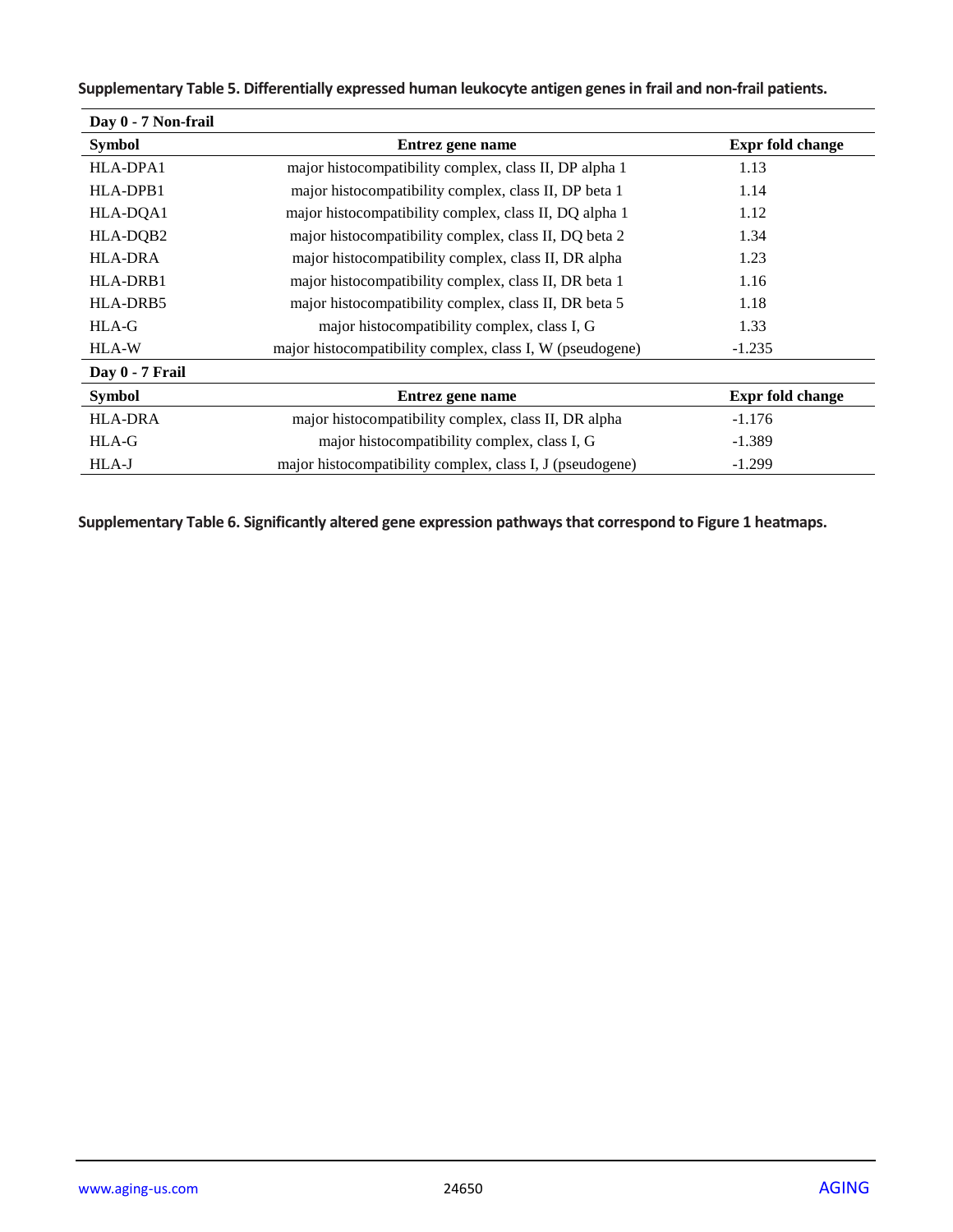**Supplementary Table 5. Differentially expressed human leukocyte antigen genes in frail and non-frail patients.**

| **Day 0 - 7 Non-frail** | | |
|---|---|---|
| **Symbol** | **Entrez gene name** | **Expr fold change** |
| HLA-DPA1 | major histocompatibility complex, class II, DP alpha 1 | 1.13 |
| HLA-DPB1 | major histocompatibility complex, class II, DP beta 1 | 1.14 |
| HLA-DQA1 | major histocompatibility complex, class II, DQ alpha 1 | 1.12 |
| HLA-DQB2 | major histocompatibility complex, class II, DQ beta 2 | 1.34 |
| HLA-DRA | major histocompatibility complex, class II, DR alpha | 1.23 |
| HLA-DRB1 | major histocompatibility complex, class II, DR beta 1 | 1.16 |
| HLA-DRB5 | major histocompatibility complex, class II, DR beta 5 | 1.18 |
| HLA-G | major histocompatibility complex, class I, G | 1.33 |
| HLA-W | major histocompatibility complex, class I, W (pseudogene) | -1.235 |
| **Day 0 - 7 Frail** | | |
| **Symbol** | **Entrez gene name** | **Expr fold change** |
| HLA-DRA | major histocompatibility complex, class II, DR alpha | -1.176 |
| HLA-G | major histocompatibility complex, class I, G | -1.389 |
| HLA-J | major histocompatibility complex, class I, J (pseudogene) | -1.299 |

**Supplementary Table 6. Significantly altered gene expression pathways that correspond to Figure 1 heatmaps.**